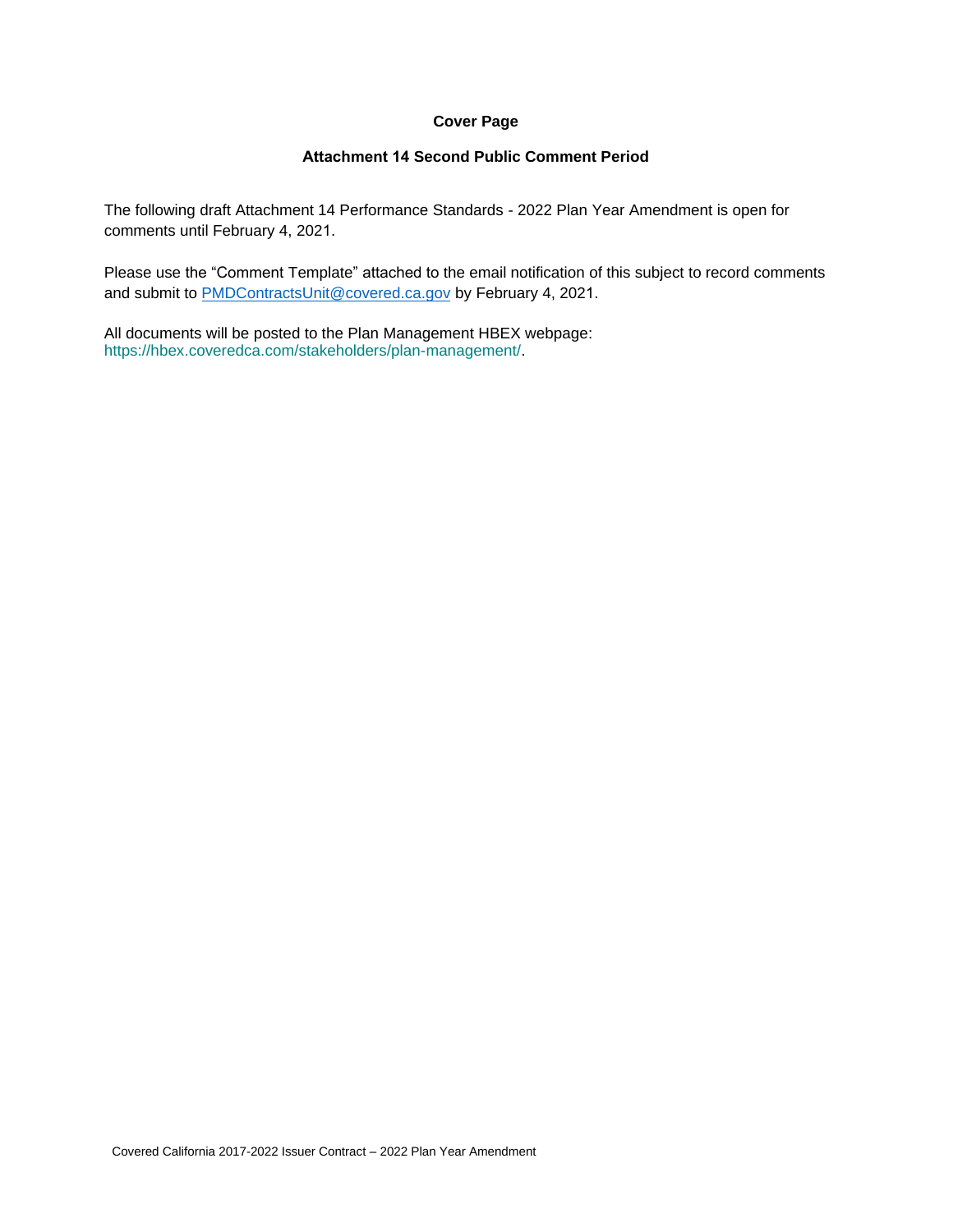# Cover Page

## Attachment 14 Second Public Comment Period

The following draft Attachment 14 Performance Standards - 2022 Plan Year Amendment is open for comments until February 4, 2021.

Please use the "Comment Template" attached to the email notification of this subject to record comments and submit to PMDContractsUnit@covered.ca.gov by February 4, 2021.

All documents will be posted to the Plan Management HBEX webpage:
https://hbex.coveredca.com/stakeholders/plan-management/.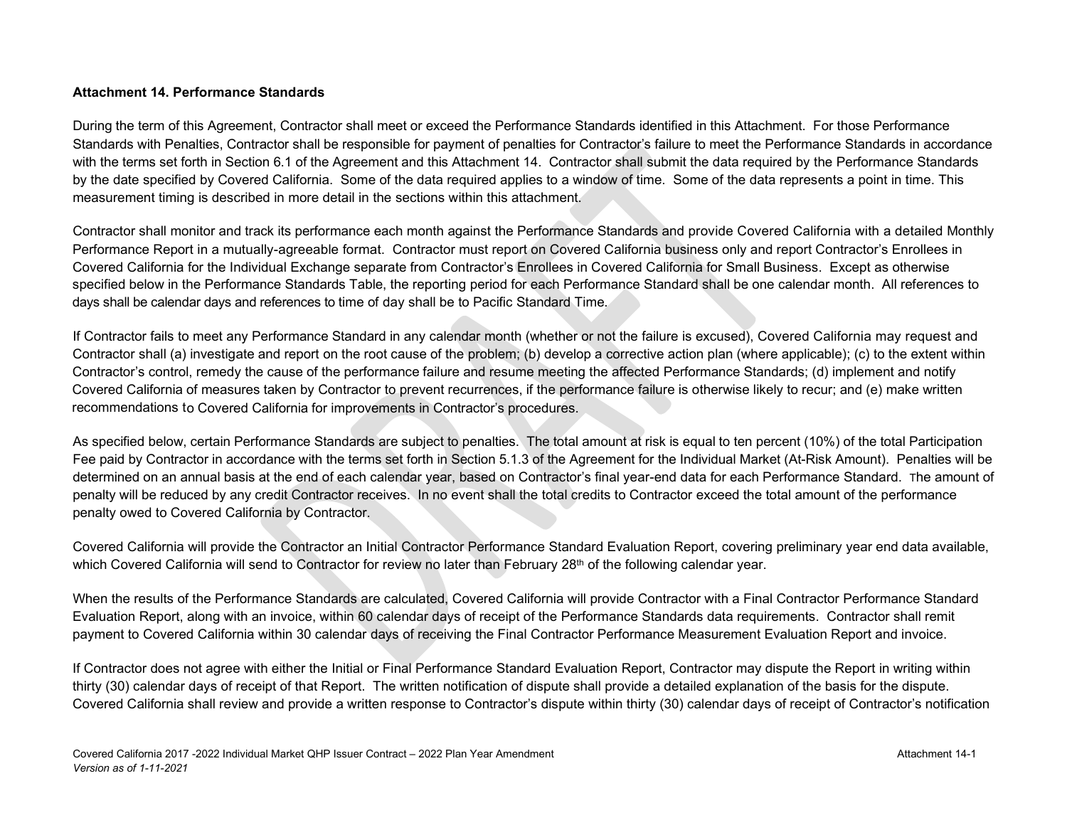**Attachment 14. Performance Standards**

During the term of this Agreement, Contractor shall meet or exceed the Performance Standards identified in this Attachment. For those Performance Standards with Penalties, Contractor shall be responsible for payment of penalties for Contractor's failure to meet the Performance Standards in accordance with the terms set forth in Section 6.1 of the Agreement and this Attachment 14. Contractor shall submit the data required by the Performance Standards by the date specified by Covered California. Some of the data required applies to a window of time. Some of the data represents a point in time. This measurement timing is described in more detail in the sections within this attachment.

Contractor shall monitor and track its performance each month against the Performance Standards and provide Covered California with a detailed Monthly Performance Report in a mutually-agreeable format. Contractor must report on Covered California business only and report Contractor's Enrollees in Covered California for the Individual Exchange separate from Contractor's Enrollees in Covered California for Small Business. Except as otherwise specified below in the Performance Standards Table, the reporting period for each Performance Standard shall be one calendar month. All references to days shall be calendar days and references to time of day shall be to Pacific Standard Time.

If Contractor fails to meet any Performance Standard in any calendar month (whether or not the failure is excused), Covered California may request and Contractor shall (a) investigate and report on the root cause of the problem; (b) develop a corrective action plan (where applicable); (c) to the extent within Contractor's control, remedy the cause of the performance failure and resume meeting the affected Performance Standards; (d) implement and notify Covered California of measures taken by Contractor to prevent recurrences, if the performance failure is otherwise likely to recur; and (e) make written recommendations to Covered California for improvements in Contractor's procedures.

As specified below, certain Performance Standards are subject to penalties. The total amount at risk is equal to ten percent (10%) of the total Participation Fee paid by Contractor in accordance with the terms set forth in Section 5.1.3 of the Agreement for the Individual Market (At-Risk Amount). Penalties will be determined on an annual basis at the end of each calendar year, based on Contractor's final year-end data for each Performance Standard. The amount of penalty will be reduced by any credit Contractor receives. In no event shall the total credits to Contractor exceed the total amount of the performance penalty owed to Covered California by Contractor.

Covered California will provide the Contractor an Initial Contractor Performance Standard Evaluation Report, covering preliminary year end data available, which Covered California will send to Contractor for review no later than February 28th of the following calendar year.

When the results of the Performance Standards are calculated, Covered California will provide Contractor with a Final Contractor Performance Standard Evaluation Report, along with an invoice, within 60 calendar days of receipt of the Performance Standards data requirements. Contractor shall remit payment to Covered California within 30 calendar days of receiving the Final Contractor Performance Measurement Evaluation Report and invoice.

If Contractor does not agree with either the Initial or Final Performance Standard Evaluation Report, Contractor may dispute the Report in writing within thirty (30) calendar days of receipt of that Report. The written notification of dispute shall provide a detailed explanation of the basis for the dispute. Covered California shall review and provide a written response to Contractor's dispute within thirty (30) calendar days of receipt of Contractor's notification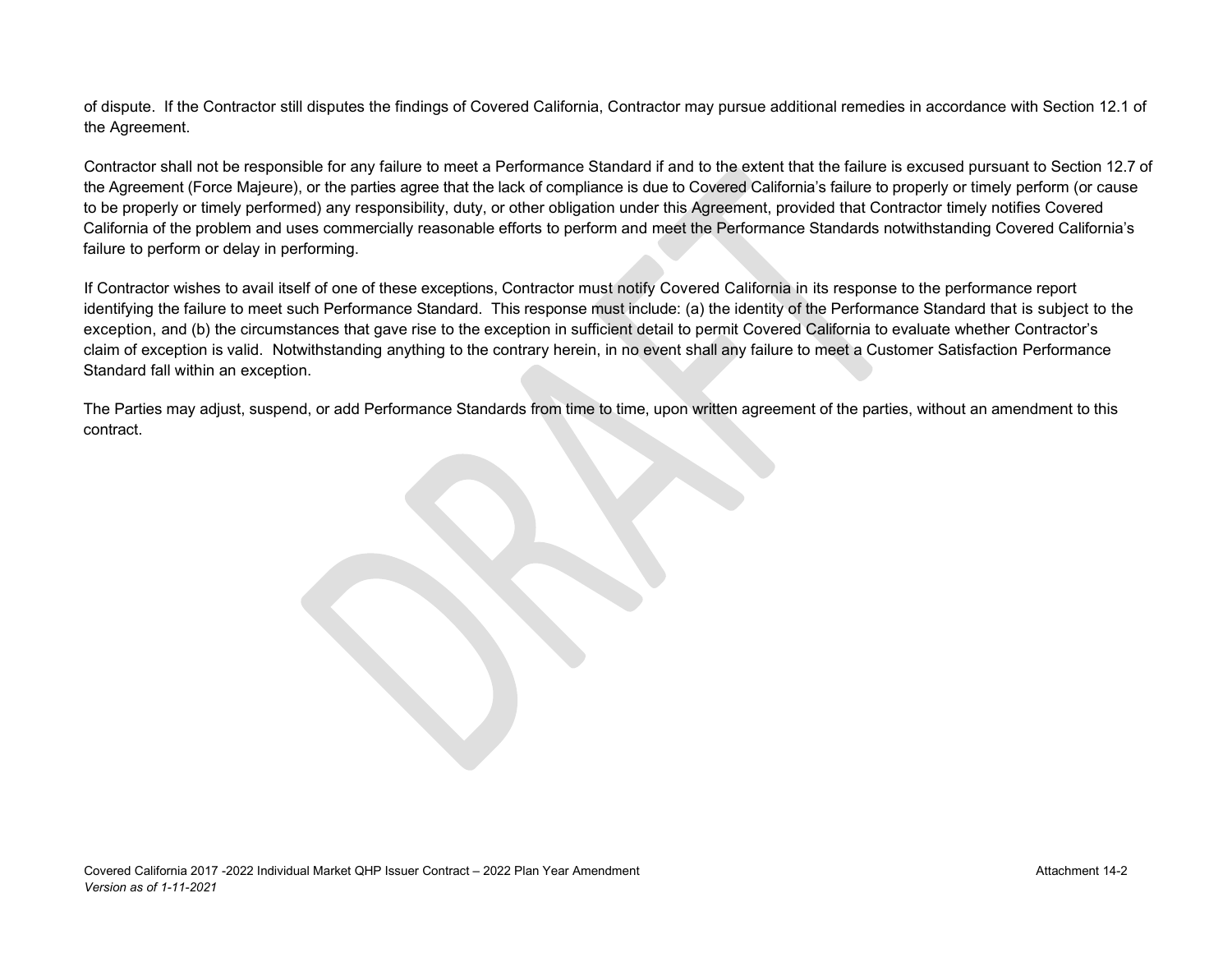of dispute. If the Contractor still disputes the findings of Covered California, Contractor may pursue additional remedies in accordance with Section 12.1 of the Agreement.

Contractor shall not be responsible for any failure to meet a Performance Standard if and to the extent that the failure is excused pursuant to Section 12.7 of the Agreement (Force Majeure), or the parties agree that the lack of compliance is due to Covered California's failure to properly or timely perform (or cause to be properly or timely performed) any responsibility, duty, or other obligation under this Agreement, provided that Contractor timely notifies Covered California of the problem and uses commercially reasonable efforts to perform and meet the Performance Standards notwithstanding Covered California's failure to perform or delay in performing.

If Contractor wishes to avail itself of one of these exceptions, Contractor must notify Covered California in its response to the performance report identifying the failure to meet such Performance Standard. This response must include: (a) the identity of the Performance Standard that is subject to the exception, and (b) the circumstances that gave rise to the exception in sufficient detail to permit Covered California to evaluate whether Contractor's claim of exception is valid. Notwithstanding anything to the contrary herein, in no event shall any failure to meet a Customer Satisfaction Performance Standard fall within an exception.

The Parties may adjust, suspend, or add Performance Standards from time to time, upon written agreement of the parties, without an amendment to this contract.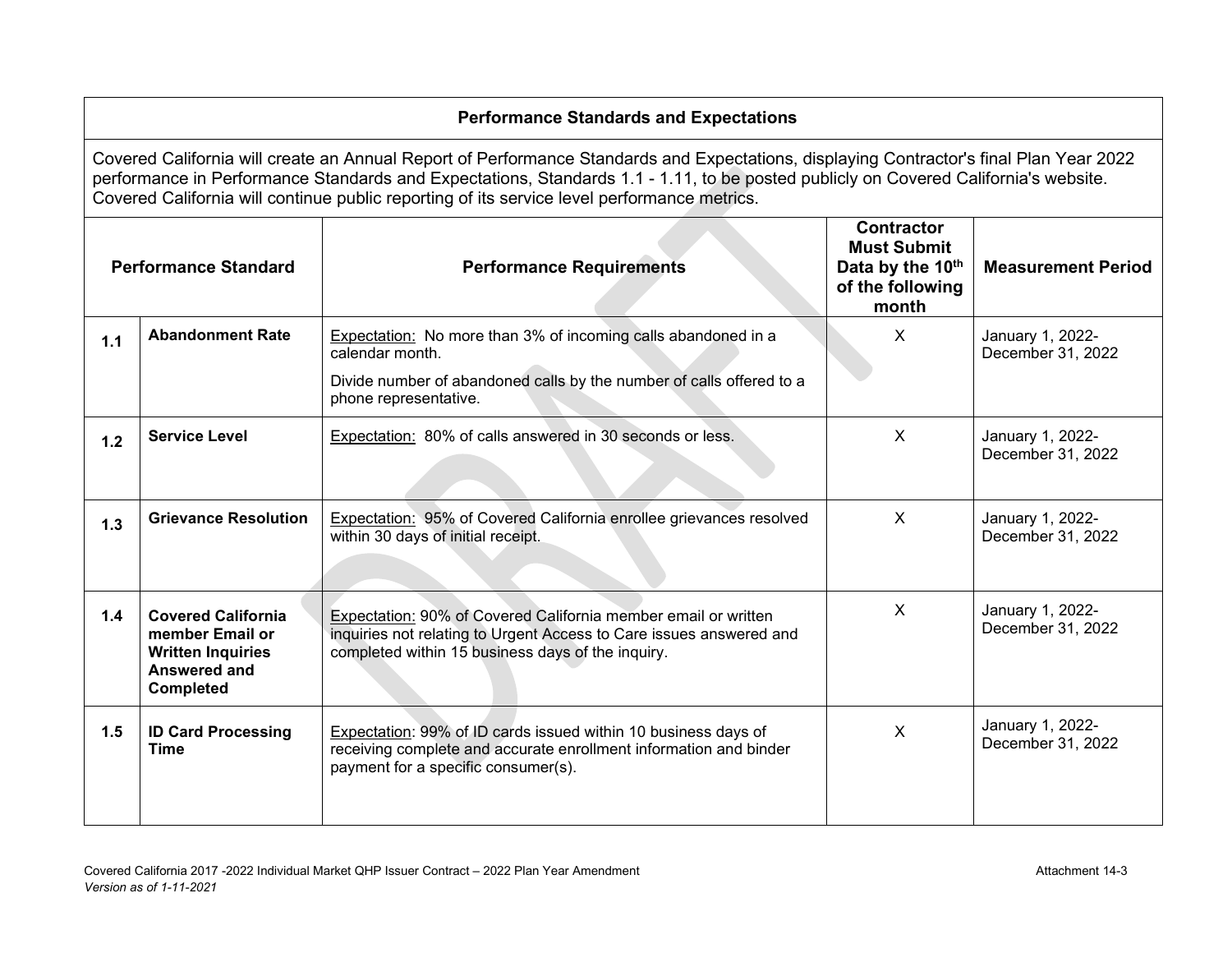## Performance Standards and Expectations

Covered California will create an Annual Report of Performance Standards and Expectations, displaying Contractor's final Plan Year 2022 performance in Performance Standards and Expectations, Standards 1.1 - 1.11, to be posted publicly on Covered California's website. Covered California will continue public reporting of its service level performance metrics.

| Performance Standard | | Performance Requirements | Contractor Must Submit Data by the 10th of the following month | Measurement Period |
|---|---|---|---|---|
| 1.1 | **Abandonment Rate** | Expectation: No more than 3% of incoming calls abandoned in a calendar month.<br><br>Divide number of abandoned calls by the number of calls offered to a phone representative. | X | January 1, 2022-December 31, 2022 |
| 1.2 | **Service Level** | Expectation: 80% of calls answered in 30 seconds or less. | X | January 1, 2022-December 31, 2022 |
| 1.3 | **Grievance Resolution** | Expectation: 95% of Covered California enrollee grievances resolved within 30 days of initial receipt. | X | January 1, 2022-December 31, 2022 |
| 1.4 | **Covered California member Email or Written Inquiries Answered and Completed** | Expectation: 90% of Covered California member email or written inquiries not relating to Urgent Access to Care issues answered and completed within 15 business days of the inquiry. | X | January 1, 2022-December 31, 2022 |
| 1.5 | **ID Card Processing Time** | Expectation: 99% of ID cards issued within 10 business days of receiving complete and accurate enrollment information and binder payment for a specific consumer(s). | X | January 1, 2022-December 31, 2022 |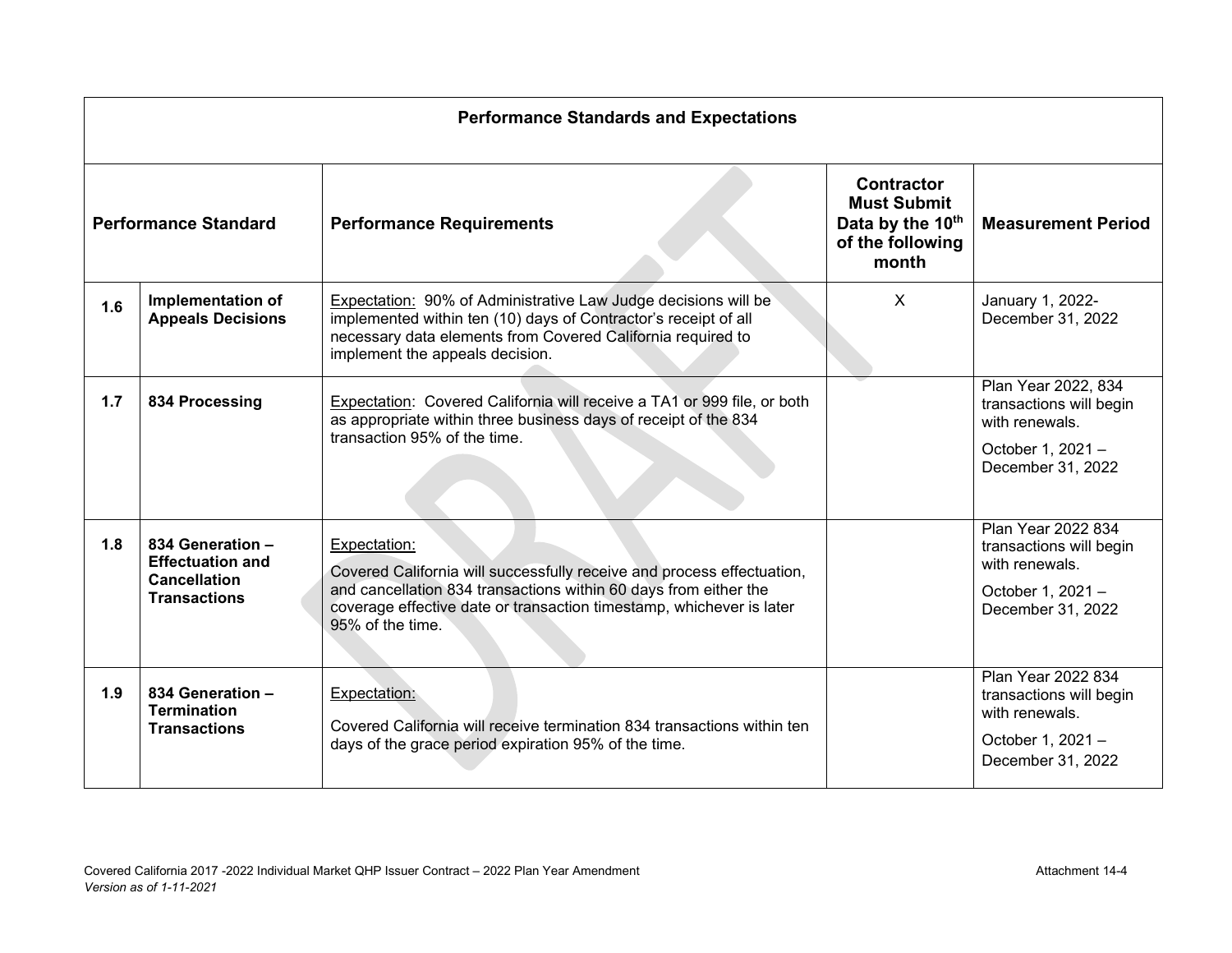| Performance Standards and Expectations | | | | |
|---|---|---|---|---|
| **Performance Standard** | | **Performance Requirements** | **Contractor Must Submit Data by the 10th of the following month** | **Measurement Period** |
| **1.6** | **Implementation of Appeals Decisions** | Expectation: 90% of Administrative Law Judge decisions will be implemented within ten (10) days of Contractor's receipt of all necessary data elements from Covered California required to implement the appeals decision. | X | January 1, 2022- December 31, 2022 |
| **1.7** | **834 Processing** | Expectation: Covered California will receive a TA1 or 999 file, or both as appropriate within three business days of receipt of the 834 transaction 95% of the time. | | Plan Year 2022, 834 transactions will begin with renewals.<br>October 1, 2021 – December 31, 2022 |
| **1.8** | **834 Generation – Effectuation and Cancellation Transactions** | Expectation:<br>Covered California will successfully receive and process effectuation, and cancellation 834 transactions within 60 days from either the coverage effective date or transaction timestamp, whichever is later 95% of the time. | | Plan Year 2022 834 transactions will begin with renewals.<br>October 1, 2021 – December 31, 2022 |
| **1.9** | **834 Generation – Termination Transactions** | Expectation:<br>Covered California will receive termination 834 transactions within ten days of the grace period expiration 95% of the time. | | Plan Year 2022 834 transactions will begin with renewals.<br>October 1, 2021 – December 31, 2022 |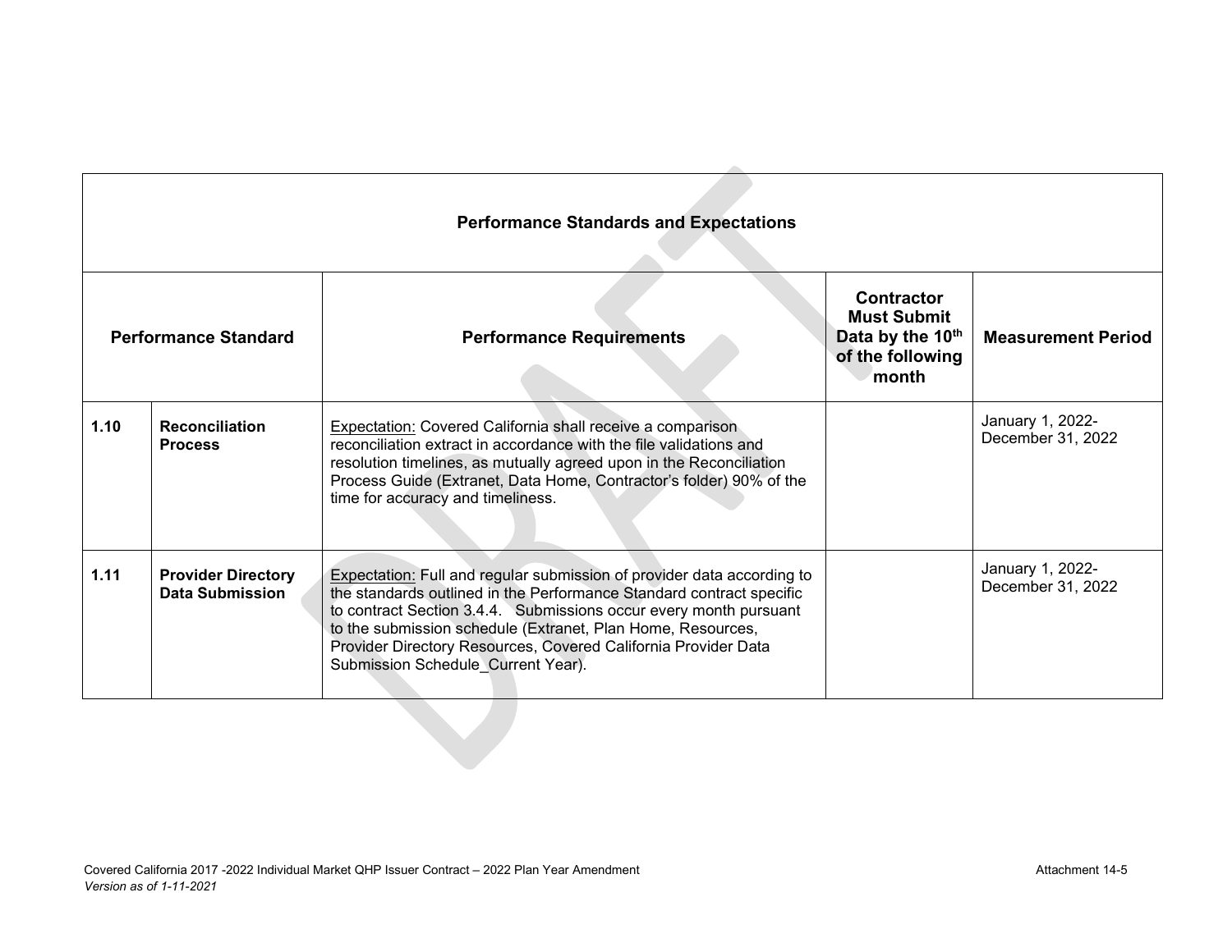| Performance Standards and Expectations | | | | |
|---|---|---|---|---|
| **Performance Standard** | | **Performance Requirements** | **Contractor Must Submit Data by the 10th of the following month** | **Measurement Period** |
| **1.10** | **Reconciliation Process** | Expectation: Covered California shall receive a comparison reconciliation extract in accordance with the file validations and resolution timelines, as mutually agreed upon in the Reconciliation Process Guide (Extranet, Data Home, Contractor's folder) 90% of the time for accuracy and timeliness. | | January 1, 2022-December 31, 2022 |
| **1.11** | **Provider Directory Data Submission** | Expectation: Full and regular submission of provider data according to the standards outlined in the Performance Standard contract specific to contract Section 3.4.4. Submissions occur every month pursuant to the submission schedule (Extranet, Plan Home, Resources, Provider Directory Resources, Covered California Provider Data Submission Schedule_Current Year). | | January 1, 2022-December 31, 2022 |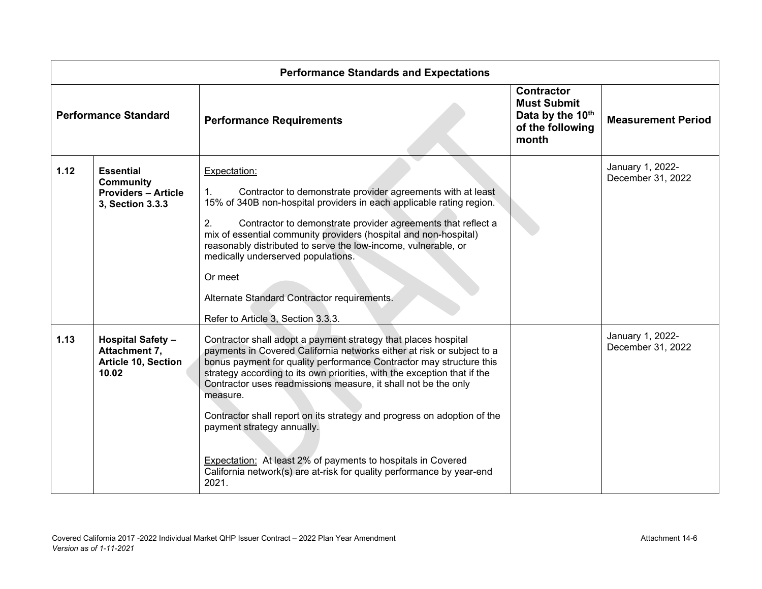| Performance Standards and Expectations | | | | |
|---|---|---|---|---|
| **Performance Standard** | | **Performance Requirements** | **Contractor Must Submit Data by the 10th of the following month** | **Measurement Period** |
| **1.12** | **Essential Community Providers – Article 3, Section 3.3.3** | Expectation:<br><br>1. Contractor to demonstrate provider agreements with at least 15% of 340B non-hospital providers in each applicable rating region.<br><br>2. Contractor to demonstrate provider agreements that reflect a mix of essential community providers (hospital and non-hospital) reasonably distributed to serve the low-income, vulnerable, or medically underserved populations.<br><br>Or meet<br><br>Alternate Standard Contractor requirements.<br><br>Refer to Article 3, Section 3.3.3. | | January 1, 2022-December 31, 2022 |
| **1.13** | **Hospital Safety – Attachment 7, Article 10, Section 10.02** | Contractor shall adopt a payment strategy that places hospital payments in Covered California networks either at risk or subject to a bonus payment for quality performance Contractor may structure this strategy according to its own priorities, with the exception that if the Contractor uses readmissions measure, it shall not be the only measure.<br><br>Contractor shall report on its strategy and progress on adoption of the payment strategy annually.<br><br>Expectation: At least 2% of payments to hospitals in Covered California network(s) are at-risk for quality performance by year-end 2021. | | January 1, 2022-December 31, 2022 |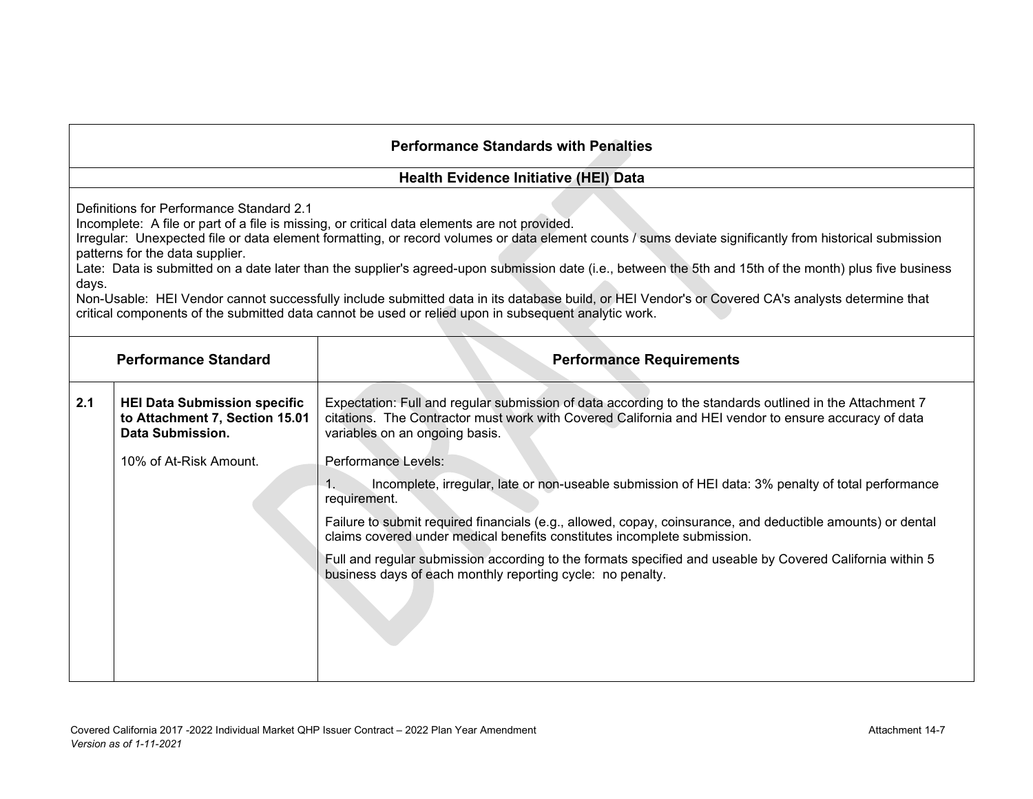## Performance Standards with Penalties

### Health Evidence Initiative (HEI) Data

Definitions for Performance Standard 2.1
Incomplete: A file or part of a file is missing, or critical data elements are not provided.
Irregular: Unexpected file or data element formatting, or record volumes or data element counts / sums deviate significantly from historical submission patterns for the data supplier.
Late: Data is submitted on a date later than the supplier's agreed-upon submission date (i.e., between the 5th and 15th of the month) plus five business days.
Non-Usable: HEI Vendor cannot successfully include submitted data in its database build, or HEI Vendor's or Covered CA's analysts determine that critical components of the submitted data cannot be used or relied upon in subsequent analytic work.

| Performance Standard | | Performance Requirements |
|---|---|---|
| 2.1 | **HEI Data Submission specific to Attachment 7, Section 15.01 Data Submission.**<br><br>10% of At-Risk Amount. | Expectation: Full and regular submission of data according to the standards outlined in the Attachment 7 citations. The Contractor must work with Covered California and HEI vendor to ensure accuracy of data variables on an ongoing basis.<br><br>Performance Levels:<br><br>1. Incomplete, irregular, late or non-useable submission of HEI data: 3% penalty of total performance requirement.<br><br>Failure to submit required financials (e.g., allowed, copay, coinsurance, and deductible amounts) or dental claims covered under medical benefits constitutes incomplete submission.<br><br>Full and regular submission according to the formats specified and useable by Covered California within 5 business days of each monthly reporting cycle: no penalty. |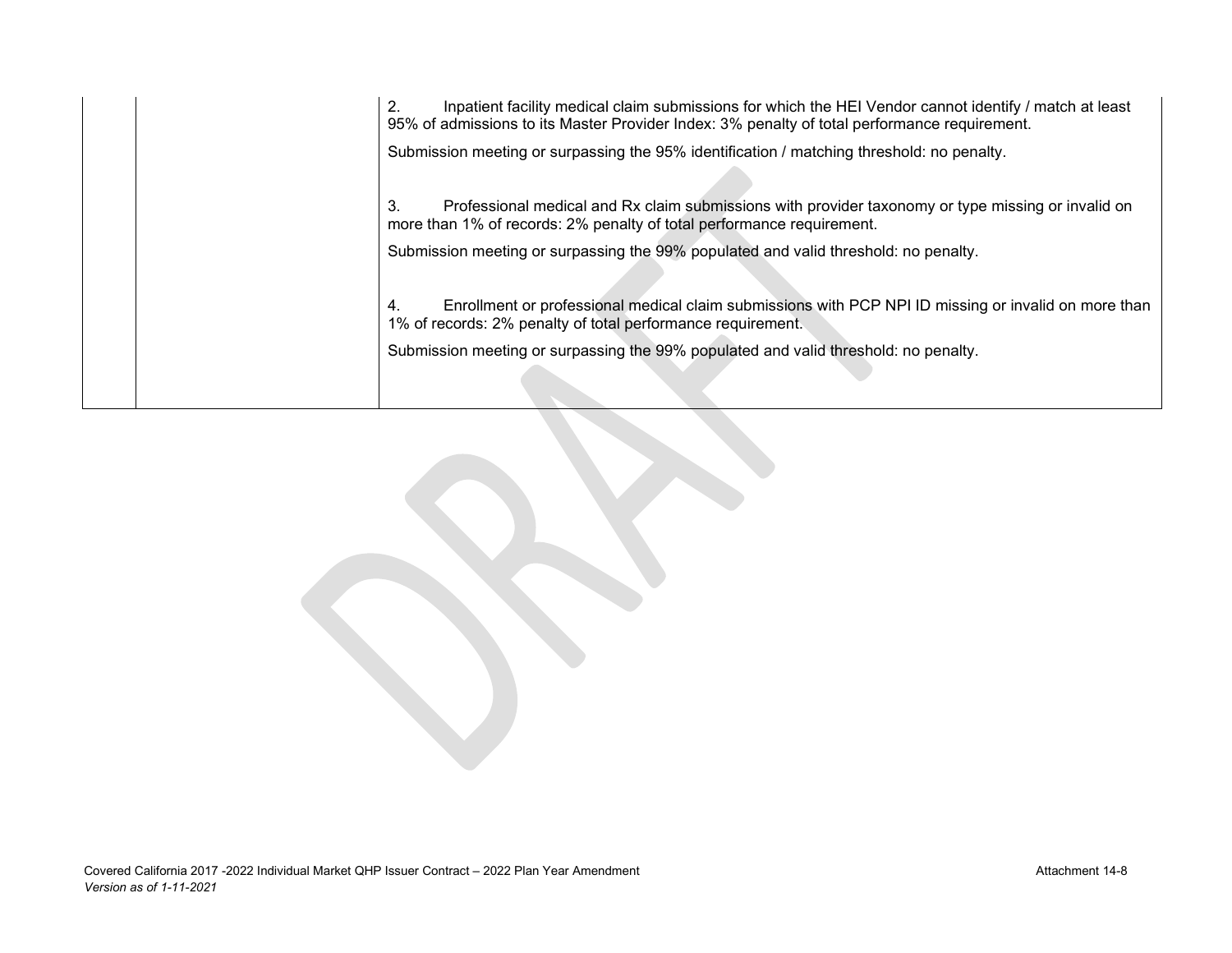| | | |
|---|---|---|
| | | 2. Inpatient facility medical claim submissions for which the HEI Vendor cannot identify / match at least 95% of admissions to its Master Provider Index: 3% penalty of total performance requirement.<br><br>Submission meeting or surpassing the 95% identification / matching threshold: no penalty.<br><br>3. Professional medical and Rx claim submissions with provider taxonomy or type missing or invalid on more than 1% of records: 2% penalty of total performance requirement.<br><br>Submission meeting or surpassing the 99% populated and valid threshold: no penalty.<br><br>4. Enrollment or professional medical claim submissions with PCP NPI ID missing or invalid on more than 1% of records: 2% penalty of total performance requirement.<br><br>Submission meeting or surpassing the 99% populated and valid threshold: no penalty. |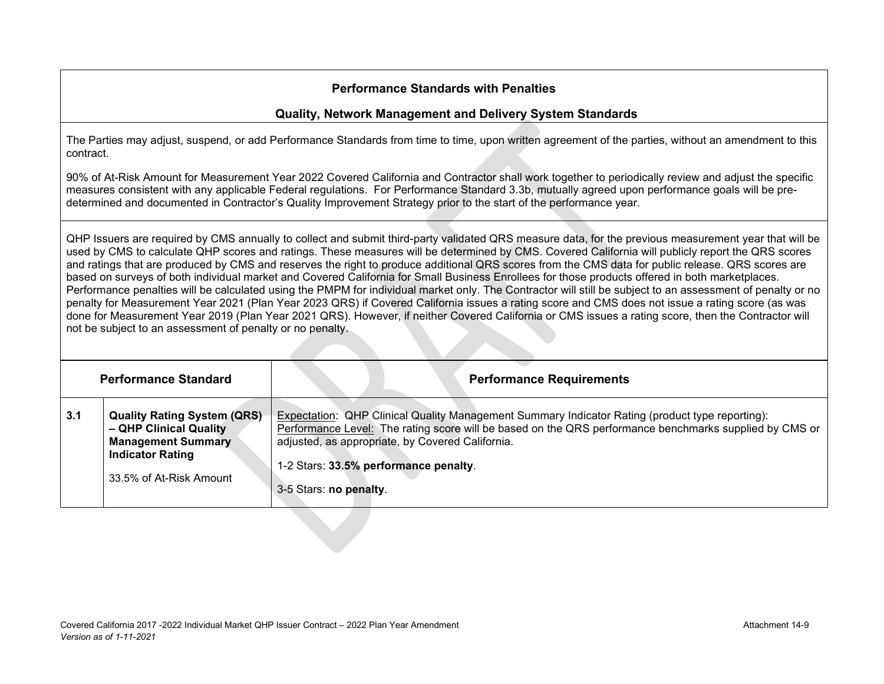**Performance Standards with Penalties**

**Quality, Network Management and Delivery System Standards**

The Parties may adjust, suspend, or add Performance Standards from time to time, upon written agreement of the parties, without an amendment to this contract.

90% of At-Risk Amount for Measurement Year 2022 Covered California and Contractor shall work together to periodically review and adjust the specific measures consistent with any applicable Federal regulations. For Performance Standard 3.3b, mutually agreed upon performance goals will be pre-determined and documented in Contractor's Quality Improvement Strategy prior to the start of the performance year.

QHP Issuers are required by CMS annually to collect and submit third-party validated QRS measure data, for the previous measurement year that will be used by CMS to calculate QHP scores and ratings. These measures will be determined by CMS. Covered California will publicly report the QRS scores and ratings that are produced by CMS and reserves the right to produce additional QRS scores from the CMS data for public release. QRS scores are based on surveys of both individual market and Covered California for Small Business Enrollees for those products offered in both marketplaces. Performance penalties will be calculated using the PMPM for individual market only. The Contractor will still be subject to an assessment of penalty or no penalty for Measurement Year 2021 (Plan Year 2023 QRS) if Covered California issues a rating score and CMS does not issue a rating score (as was done for Measurement Year 2019 (Plan Year 2021 QRS). However, if neither Covered California or CMS issues a rating score, then the Contractor will not be subject to an assessment of penalty or no penalty.

| Performance Standard | | Performance Requirements |
|---|---|---|
| 3.1 | **Quality Rating System (QRS) – QHP Clinical Quality Management Summary Indicator Rating**<br><br>33.5% of At-Risk Amount | Expectation: QHP Clinical Quality Management Summary Indicator Rating (product type reporting):<br>Performance Level: The rating score will be based on the QRS performance benchmarks supplied by CMS or adjusted, as appropriate, by Covered California.<br><br>1-2 Stars: **33.5% performance penalty**.<br><br>3-5 Stars: **no penalty**. |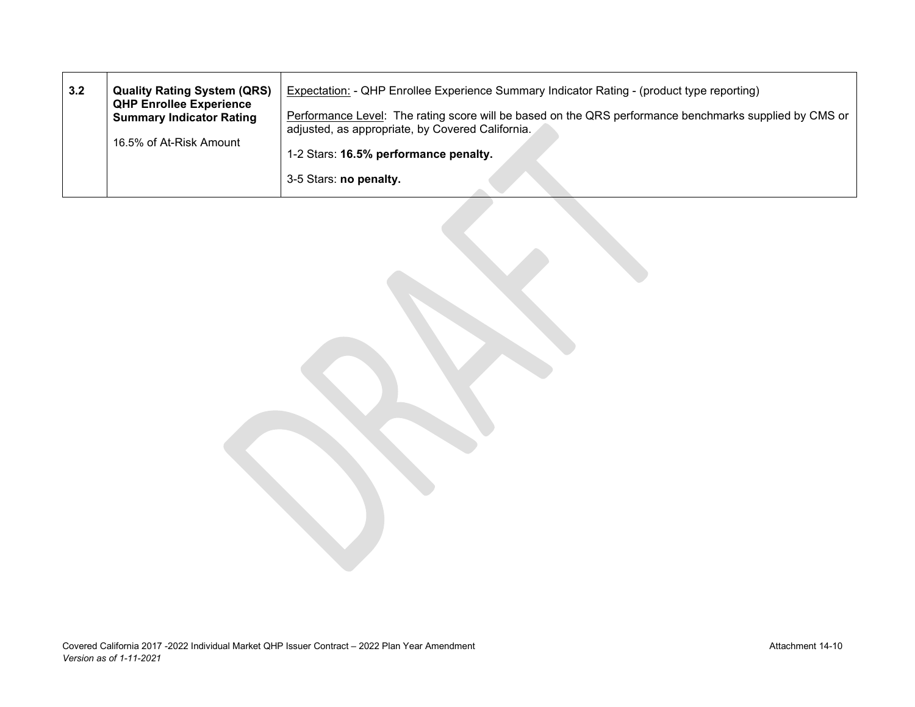| 3.2 | **Quality Rating System (QRS) QHP Enrollee Experience Summary Indicator Rating**<br><br>16.5% of At-Risk Amount | Expectation: - QHP Enrollee Experience Summary Indicator Rating - (product type reporting)<br><br>Performance Level: The rating score will be based on the QRS performance benchmarks supplied by CMS or adjusted, as appropriate, by Covered California.<br><br>1-2 Stars: **16.5% performance penalty.**<br><br>3-5 Stars: **no penalty.** |
|---|---|---|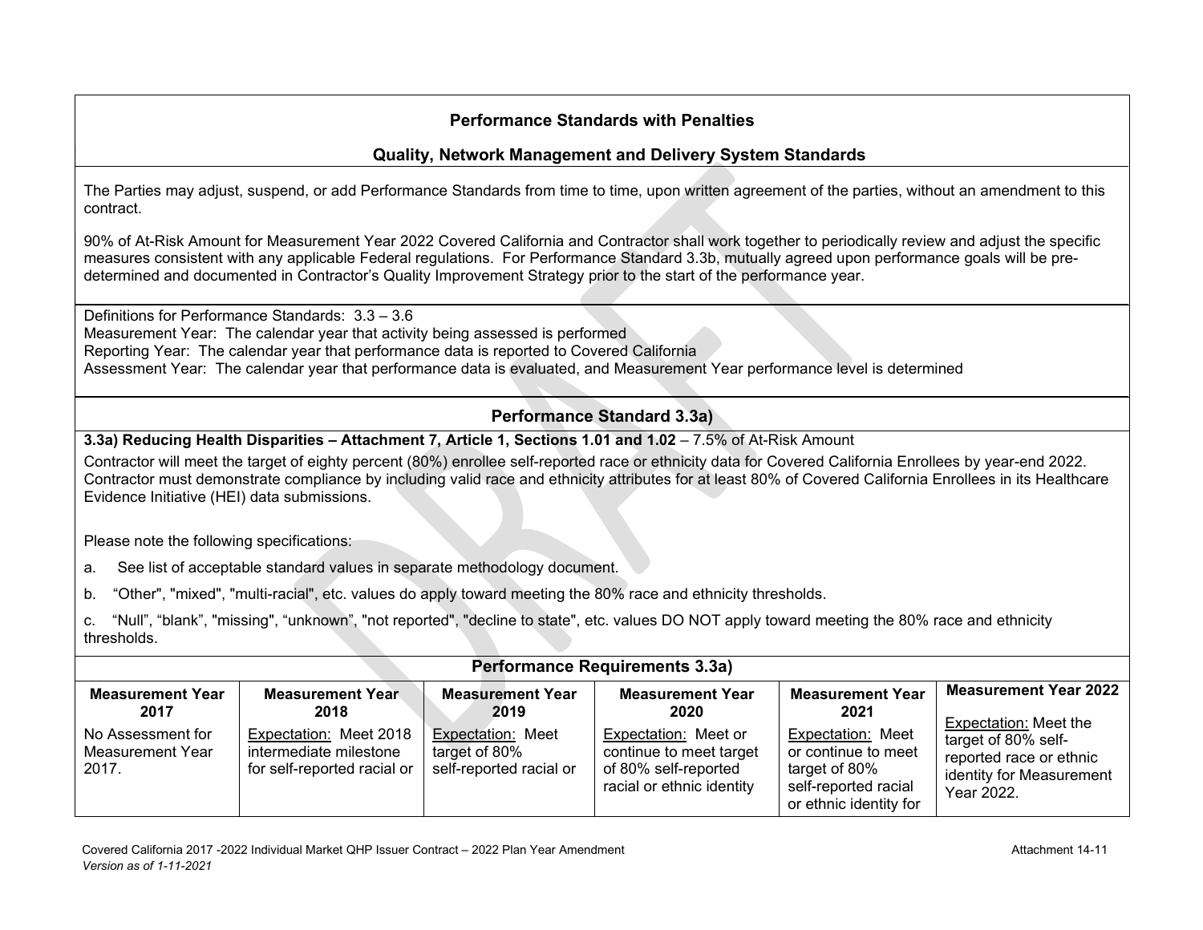## Performance Standards with Penalties

## Quality, Network Management and Delivery System Standards

The Parties may adjust, suspend, or add Performance Standards from time to time, upon written agreement of the parties, without an amendment to this contract.

90% of At-Risk Amount for Measurement Year 2022 Covered California and Contractor shall work together to periodically review and adjust the specific measures consistent with any applicable Federal regulations. For Performance Standard 3.3b, mutually agreed upon performance goals will be pre-determined and documented in Contractor's Quality Improvement Strategy prior to the start of the performance year.

Definitions for Performance Standards: 3.3 – 3.6
Measurement Year: The calendar year that activity being assessed is performed
Reporting Year: The calendar year that performance data is reported to Covered California
Assessment Year: The calendar year that performance data is evaluated, and Measurement Year performance level is determined

## Performance Standard 3.3a)

**3.3a) Reducing Health Disparities – Attachment 7, Article 1, Sections 1.01 and 1.02** – 7.5% of At-Risk Amount

Contractor will meet the target of eighty percent (80%) enrollee self-reported race or ethnicity data for Covered California Enrollees by year-end 2022. Contractor must demonstrate compliance by including valid race and ethnicity attributes for at least 80% of Covered California Enrollees in its Healthcare Evidence Initiative (HEI) data submissions.

Please note the following specifications:

a. See list of acceptable standard values in separate methodology document.

b. "Other", "mixed", "multi-racial", etc. values do apply toward meeting the 80% race and ethnicity thresholds.

c. "Null", "blank", "missing", "unknown", "not reported", "decline to state", etc. values DO NOT apply toward meeting the 80% race and ethnicity thresholds.

## Performance Requirements 3.3a)

| Measurement Year 2017 | Measurement Year 2018 | Measurement Year 2019 | Measurement Year 2020 | Measurement Year 2021 | Measurement Year 2022 |
|---|---|---|---|---|---|
| No Assessment for Measurement Year 2017. | Expectation: Meet 2018 intermediate milestone for self-reported racial or | Expectation: Meet target of 80% self-reported racial or | Expectation: Meet or continue to meet target of 80% self-reported racial or ethnic identity | Expectation: Meet or continue to meet target of 80% self-reported racial or ethnic identity for | Expectation: Meet the target of 80% self-reported race or ethnic identity for Measurement Year 2022. |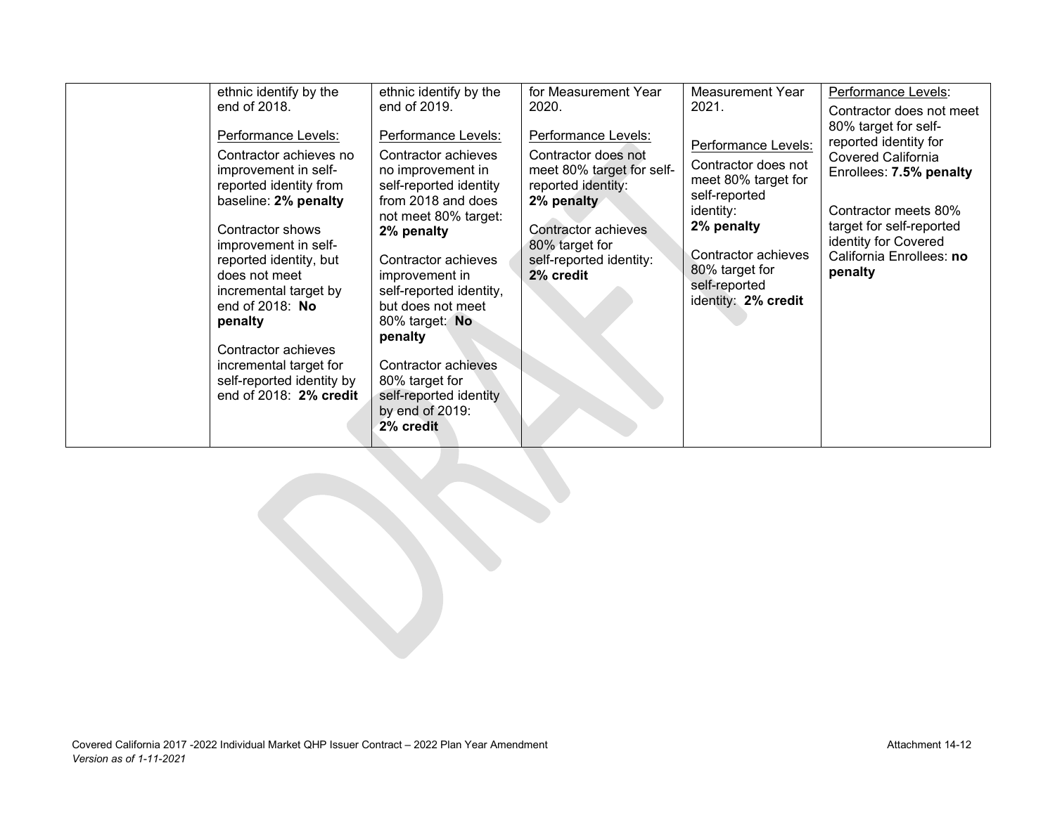| | | | | | |
|---|---|---|---|---|---|
| | ethnic identify by the end of 2018.<br><br><u>Performance Levels:</u><br>Contractor achieves no improvement in self-reported identity from baseline: **2% penalty**<br><br>Contractor shows improvement in self-reported identity, but does not meet incremental target by end of 2018: **No penalty**<br><br>Contractor achieves incremental target for self-reported identity by end of 2018: **2% credit** | ethnic identify by the end of 2019.<br><br><u>Performance Levels:</u><br>Contractor achieves no improvement in self-reported identity from 2018 and does not meet 80% target: **2% penalty**<br><br>Contractor achieves improvement in self-reported identity, but does not meet 80% target: **No penalty**<br><br>Contractor achieves 80% target for self-reported identity by end of 2019: **2% credit** | for Measurement Year 2020.<br><br><u>Performance Levels:</u><br>Contractor does not meet 80% target for self-reported identity: **2% penalty**<br><br>Contractor achieves 80% target for self-reported identity: **2% credit** | Measurement Year 2021.<br><br><u>Performance Levels:</u><br>Contractor does not meet 80% target for self-reported identity: **2% penalty**<br><br>Contractor achieves 80% target for self-reported identity: **2% credit** | <u>Performance Levels</u>:<br>Contractor does not meet 80% target for self-reported identity for Covered California Enrollees: **7.5% penalty**<br><br>Contractor meets 80% target for self-reported identity for Covered California Enrollees: **no penalty** |

Covered California 2017 -2022 Individual Market QHP Issuer Contract – 2022 Plan Year Amendment Attachment 14-12
*Version as of 1-11-2021*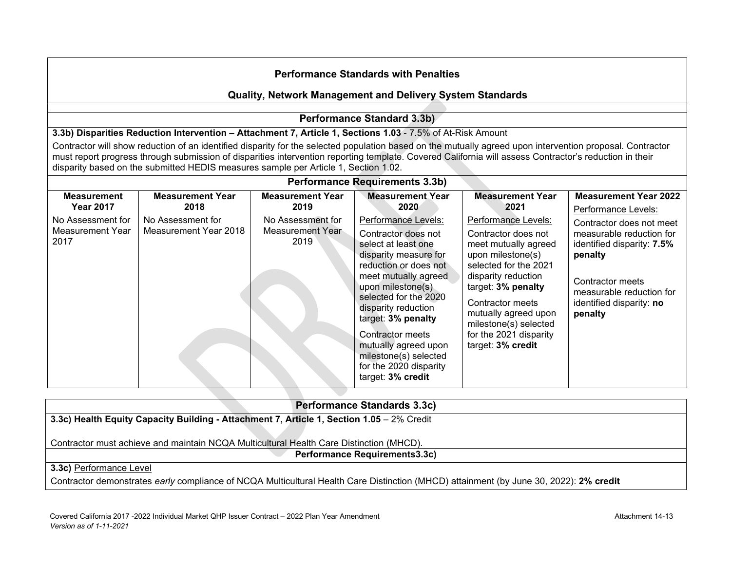## Performance Standards with Penalties

## Quality, Network Management and Delivery System Standards

### Performance Standard 3.3b)

**3.3b) Disparities Reduction Intervention – Attachment 7, Article 1, Sections 1.03** - 7.5% of At-Risk Amount

Contractor will show reduction of an identified disparity for the selected population based on the mutually agreed upon intervention proposal. Contractor must report progress through submission of disparities intervention reporting template. Covered California will assess Contractor's reduction in their disparity based on the submitted HEDIS measures sample per Article 1, Section 1.02.

### Performance Requirements 3.3b)

| Measurement Year 2017 | Measurement Year 2018 | Measurement Year 2019 | Measurement Year 2020 | Measurement Year 2021 | Measurement Year 2022 |
|---|---|---|---|---|---|
| No Assessment for Measurement Year 2017 | No Assessment for Measurement Year 2018 | No Assessment for Measurement Year 2019 | Performance Levels:<br><br>Contractor does not select at least one disparity measure for reduction or does not meet mutually agreed upon milestone(s) selected for the 2020 disparity reduction target: **3% penalty**<br><br>Contractor meets mutually agreed upon milestone(s) selected for the 2020 disparity target: **3% credit** | Performance Levels:<br><br>Contractor does not meet mutually agreed upon milestone(s) selected for the 2021 disparity reduction target: **3% penalty**<br><br>Contractor meets mutually agreed upon milestone(s) selected for the 2021 disparity target: **3% credit** | Performance Levels:<br><br>Contractor does not meet measurable reduction for identified disparity: **7.5% penalty**<br><br>Contractor meets measurable reduction for identified disparity: **no penalty** |

### Performance Standards 3.3c)

**3.3c) Health Equity Capacity Building - Attachment 7, Article 1, Section 1.05** – 2% Credit

Contractor must achieve and maintain NCQA Multicultural Health Care Distinction (MHCD).

**Performance Requirements3.3c)**

**3.3c)** Performance Level

Contractor demonstrates *early* compliance of NCQA Multicultural Health Care Distinction (MHCD) attainment (by June 30, 2022): **2% credit**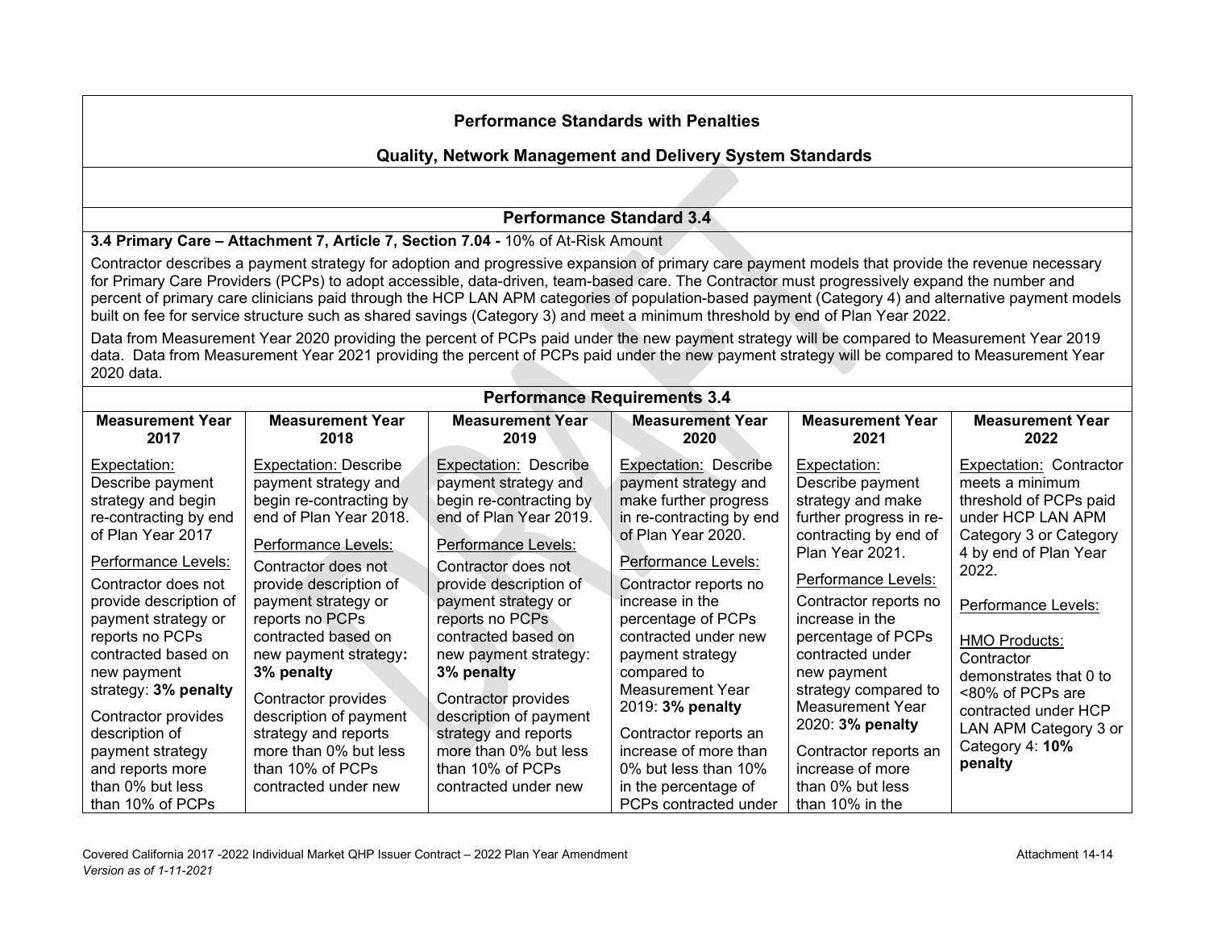**Performance Standards with Penalties**

**Quality, Network Management and Delivery System Standards**

**Performance Standard 3.4**

**3.4 Primary Care – Attachment 7, Article 7, Section 7.04 -** 10% of At-Risk Amount

Contractor describes a payment strategy for adoption and progressive expansion of primary care payment models that provide the revenue necessary for Primary Care Providers (PCPs) to adopt accessible, data-driven, team-based care. The Contractor must progressively expand the number and percent of primary care clinicians paid through the HCP LAN APM categories of population-based payment (Category 4) and alternative payment models built on fee for service structure such as shared savings (Category 3) and meet a minimum threshold by end of Plan Year 2022.

Data from Measurement Year 2020 providing the percent of PCPs paid under the new payment strategy will be compared to Measurement Year 2019 data. Data from Measurement Year 2021 providing the percent of PCPs paid under the new payment strategy will be compared to Measurement Year 2020 data.

**Performance Requirements 3.4**

| Measurement Year 2017 | Measurement Year 2018 | Measurement Year 2019 | Measurement Year 2020 | Measurement Year 2021 | Measurement Year 2022 |
|---|---|---|---|---|---|
| Expectation: Describe payment strategy and begin re-contracting by end of Plan Year 2017<br><br>Performance Levels:<br><br>Contractor does not provide description of payment strategy or reports no PCPs contracted based on new payment strategy: **3% penalty**<br><br>Contractor provides description of payment strategy and reports more than 0% but less than 10% of PCPs | Expectation: Describe payment strategy and begin re-contracting by end of Plan Year 2018.<br><br>Performance Levels:<br><br>Contractor does not provide description of payment strategy or reports no PCPs contracted based on new payment strategy**:** **3% penalty**<br><br>Contractor provides description of payment strategy and reports more than 0% but less than 10% of PCPs contracted under new | Expectation: Describe payment strategy and begin re-contracting by end of Plan Year 2019.<br><br>Performance Levels:<br><br>Contractor does not provide description of payment strategy or reports no PCPs contracted based on new payment strategy: **3% penalty**<br><br>Contractor provides description of payment strategy and reports more than 0% but less than 10% of PCPs contracted under new | Expectation: Describe payment strategy and make further progress in re-contracting by end of Plan Year 2020.<br><br>Performance Levels:<br><br>Contractor reports no increase in the percentage of PCPs contracted under new payment strategy compared to Measurement Year 2019: **3% penalty**<br><br>Contractor reports an increase of more than 0% but less than 10% in the percentage of PCPs contracted under | Expectation: Describe payment strategy and make further progress in re-contracting by end of Plan Year 2021.<br><br>Performance Levels:<br><br>Contractor reports no increase in the percentage of PCPs contracted under new payment strategy compared to Measurement Year 2020: **3% penalty**<br><br>Contractor reports an increase of more than 0% but less than 10% in the | Expectation: Contractor meets a minimum threshold of PCPs paid under HCP LAN APM Category 3 or Category 4 by end of Plan Year 2022.<br><br>Performance Levels:<br><br>HMO Products:<br>Contractor demonstrates that 0 to <80% of PCPs are contracted under HCP LAN APM Category 3 or Category 4: **10% penalty** |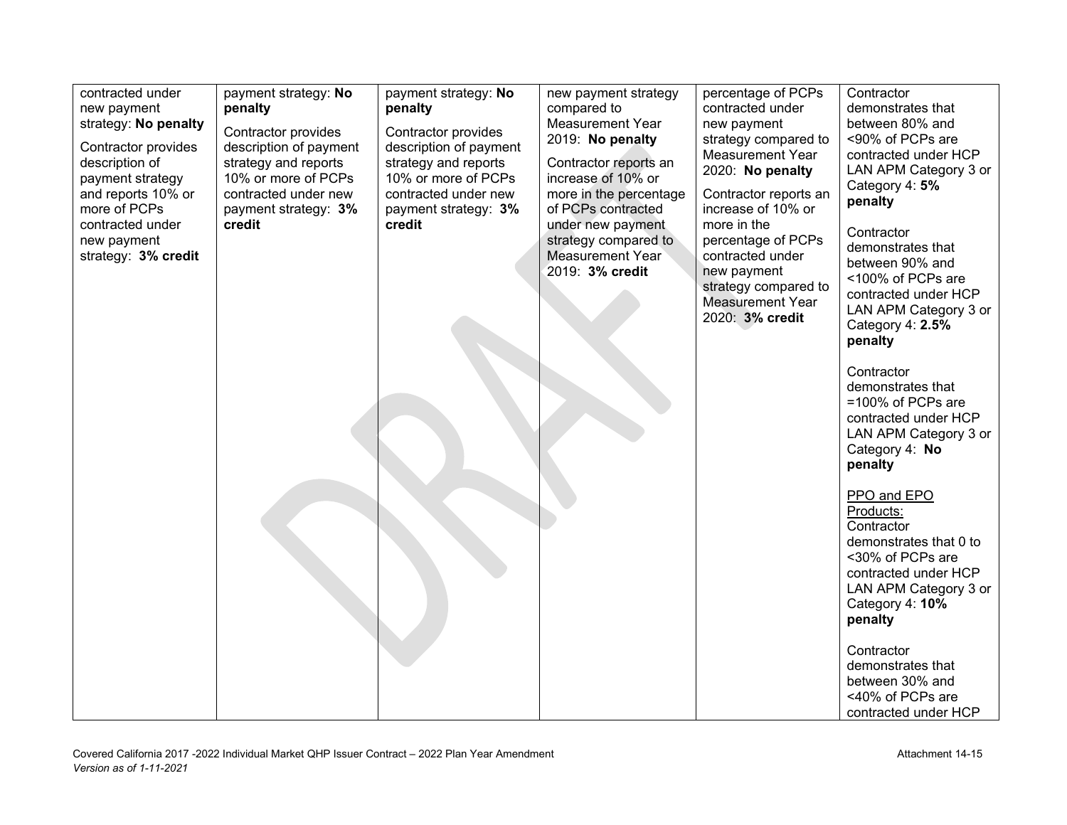| | | | | | |
|---|---|---|---|---|---|
| contracted under new payment strategy: **No penalty**<br><br>Contractor provides description of payment strategy and reports 10% or more of PCPs contracted under new payment strategy: **3% credit** | payment strategy: **No penalty**<br><br>Contractor provides description of payment strategy and reports 10% or more of PCPs contracted under new payment strategy: **3% credit** | payment strategy: **No penalty**<br><br>Contractor provides description of payment strategy and reports 10% or more of PCPs contracted under new payment strategy: **3% credit** | new payment strategy compared to Measurement Year 2019: **No penalty**<br><br>Contractor reports an increase of 10% or more in the percentage of PCPs contracted under new payment strategy compared to Measurement Year 2019: **3% credit** | percentage of PCPs contracted under new payment strategy compared to Measurement Year 2020: **No penalty**<br><br>Contractor reports an increase of 10% or more in the percentage of PCPs contracted under new payment strategy compared to Measurement Year 2020: **3% credit** | Contractor demonstrates that between 80% and <90% of PCPs are contracted under HCP LAN APM Category 3 or Category 4: **5% penalty**<br><br>Contractor demonstrates that between 90% and <100% of PCPs are contracted under HCP LAN APM Category 3 or Category 4: **2.5% penalty**<br><br>Contractor demonstrates that =100% of PCPs are contracted under HCP LAN APM Category 3 or Category 4: **No penalty**<br><br><u>PPO and EPO Products:</u><br>Contractor demonstrates that 0 to <30% of PCPs are contracted under HCP LAN APM Category 3 or Category 4: **10% penalty**<br><br>Contractor demonstrates that between 30% and <40% of PCPs are contracted under HCP |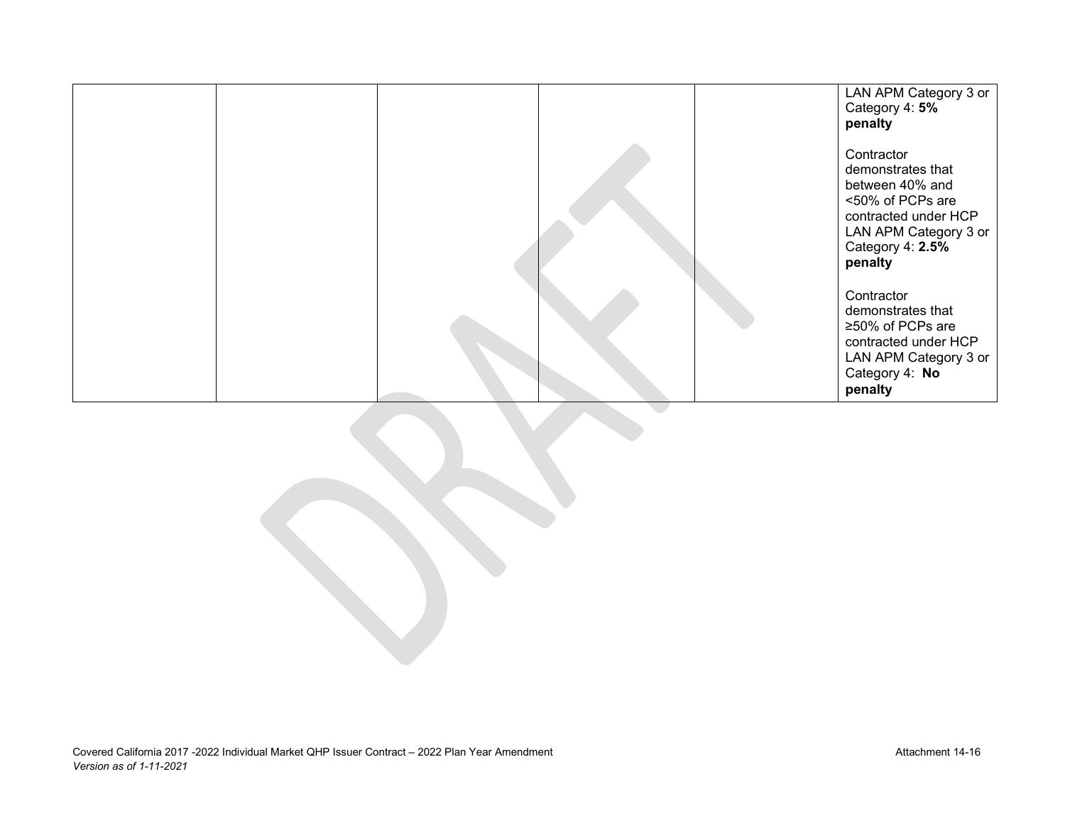| | | | | | |
|---|---|---|---|---|---|
| | | | | | LAN APM Category 3 or Category 4: **5% penalty**<br><br>Contractor demonstrates that between 40% and <50% of PCPs are contracted under HCP LAN APM Category 3 or Category 4: **2.5% penalty**<br><br>Contractor demonstrates that ≥50% of PCPs are contracted under HCP LAN APM Category 3 or Category 4: **No penalty** |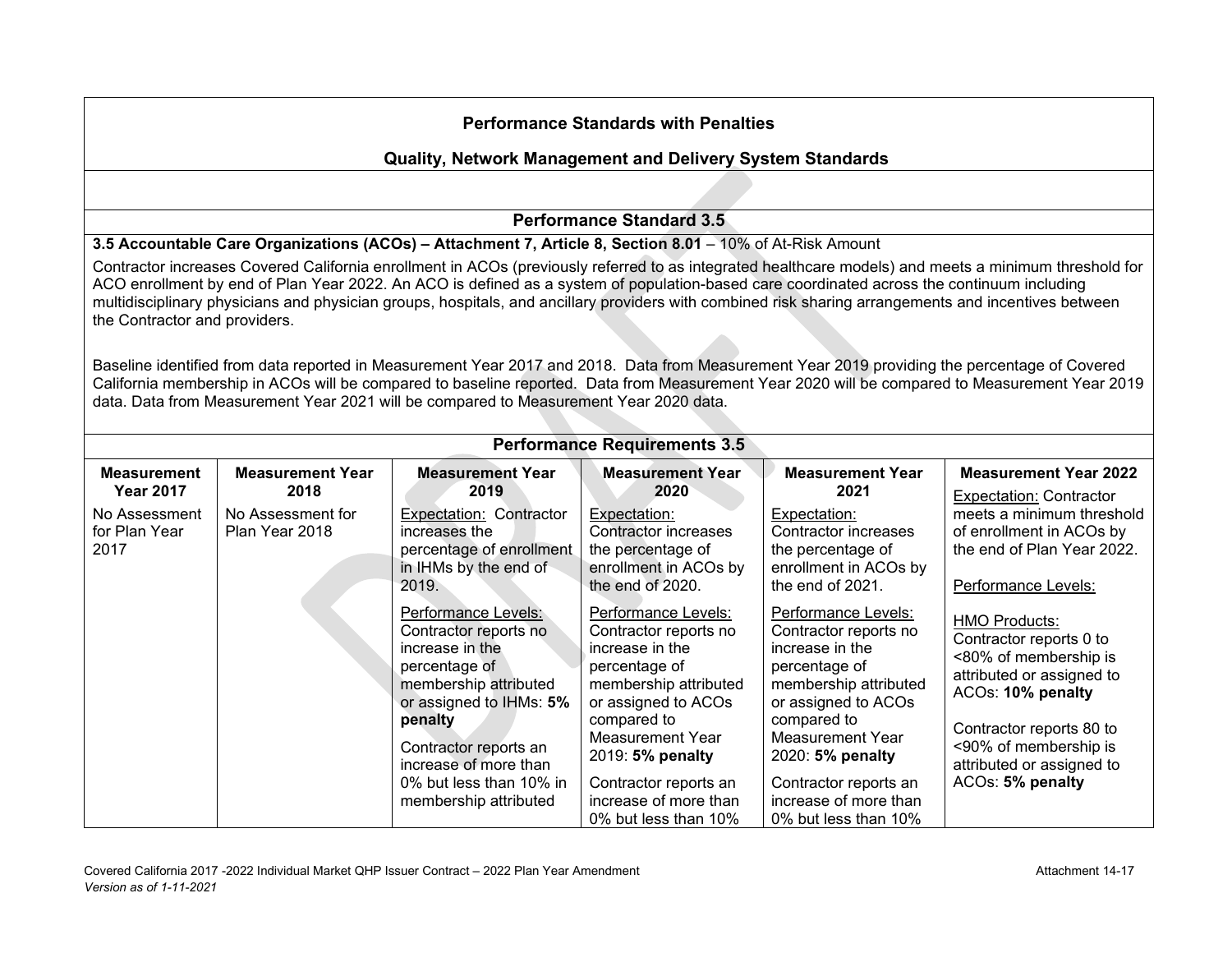## Performance Standards with Penalties

### Quality, Network Management and Delivery System Standards

### Performance Standard 3.5

**3.5 Accountable Care Organizations (ACOs) – Attachment 7, Article 8, Section 8.01** – 10% of At-Risk Amount

Contractor increases Covered California enrollment in ACOs (previously referred to as integrated healthcare models) and meets a minimum threshold for ACO enrollment by end of Plan Year 2022. An ACO is defined as a system of population-based care coordinated across the continuum including multidisciplinary physicians and physician groups, hospitals, and ancillary providers with combined risk sharing arrangements and incentives between the Contractor and providers.

Baseline identified from data reported in Measurement Year 2017 and 2018. Data from Measurement Year 2019 providing the percentage of Covered California membership in ACOs will be compared to baseline reported. Data from Measurement Year 2020 will be compared to Measurement Year 2019 data. Data from Measurement Year 2021 will be compared to Measurement Year 2020 data.

### Performance Requirements 3.5

| Measurement Year 2017 | Measurement Year 2018 | Measurement Year 2019 | Measurement Year 2020 | Measurement Year 2021 | Measurement Year 2022 |
|---|---|---|---|---|---|
| No Assessment for Plan Year 2017 | No Assessment for Plan Year 2018 | Expectation: Contractor increases the percentage of enrollment in IHMs by the end of 2019.<br><br>Performance Levels:<br>Contractor reports no increase in the percentage of membership attributed or assigned to IHMs: **5% penalty**<br><br>Contractor reports an increase of more than 0% but less than 10% in membership attributed | Expectation: Contractor increases the percentage of enrollment in ACOs by the end of 2020.<br><br>Performance Levels:<br>Contractor reports no increase in the percentage of membership attributed or assigned to ACOs compared to Measurement Year 2019: **5% penalty**<br><br>Contractor reports an increase of more than 0% but less than 10% | Expectation: Contractor increases the percentage of enrollment in ACOs by the end of 2021.<br><br>Performance Levels:<br>Contractor reports no increase in the percentage of membership attributed or assigned to ACOs compared to Measurement Year 2020: **5% penalty**<br><br>Contractor reports an increase of more than 0% but less than 10% | Expectation: Contractor meets a minimum threshold of enrollment in ACOs by the end of Plan Year 2022.<br><br>Performance Levels:<br><br>HMO Products:<br>Contractor reports 0 to <80% of membership is attributed or assigned to ACOs: **10% penalty**<br><br>Contractor reports 80 to <90% of membership is attributed or assigned to ACOs: **5% penalty** |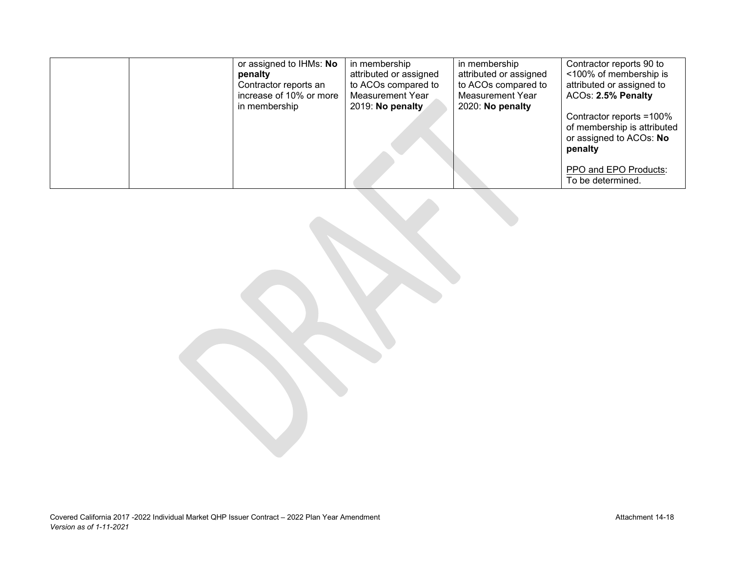| | | | | | |
|---|---|---|---|---|---|
| | | or assigned to IHMs: **No penalty**<br>Contractor reports an increase of 10% or more in membership | in membership attributed or assigned to ACOs compared to Measurement Year 2019: **No penalty** | in membership attributed or assigned to ACOs compared to Measurement Year 2020: **No penalty** | Contractor reports 90 to <100% of membership is attributed or assigned to ACOs: **2.5% Penalty**<br><br>Contractor reports =100% of membership is attributed or assigned to ACOs: **No penalty**<br><br>PPO and EPO Products: To be determined. |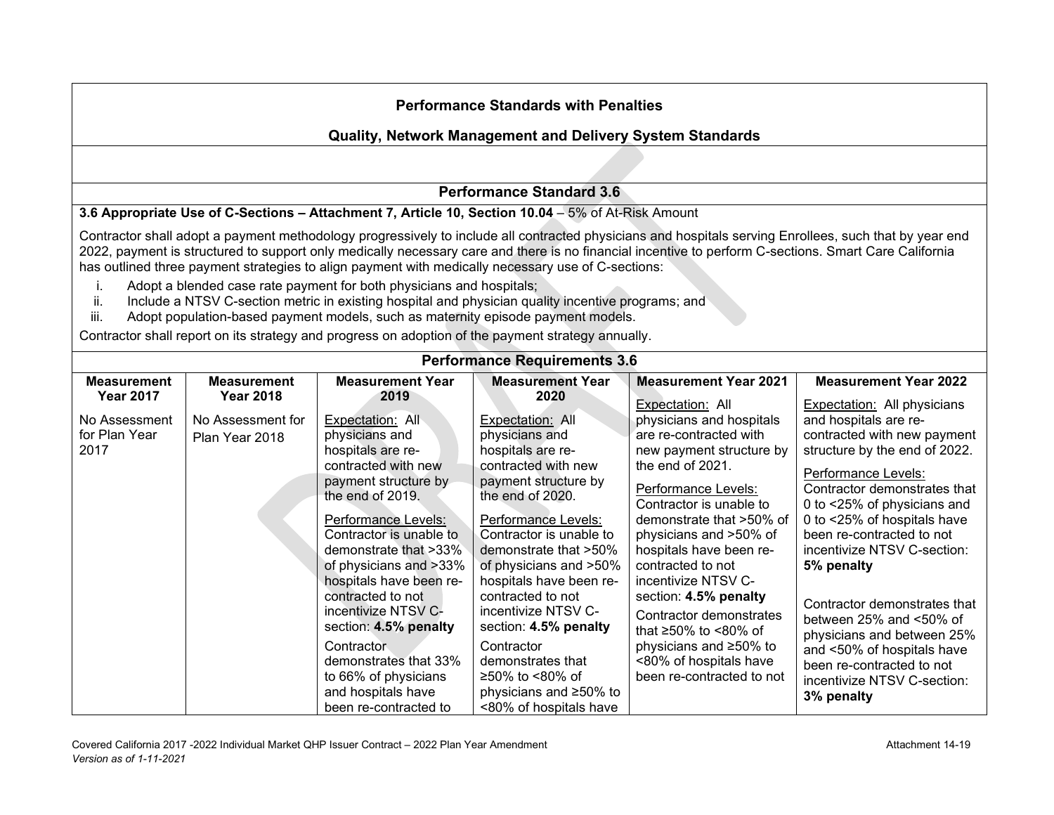## Performance Standards with Penalties

## Quality, Network Management and Delivery System Standards

### Performance Standard 3.6

**3.6 Appropriate Use of C-Sections – Attachment 7, Article 10, Section 10.04** – 5% of At-Risk Amount

Contractor shall adopt a payment methodology progressively to include all contracted physicians and hospitals serving Enrollees, such that by year end 2022, payment is structured to support only medically necessary care and there is no financial incentive to perform C-sections. Smart Care California has outlined three payment strategies to align payment with medically necessary use of C-sections:

i. Adopt a blended case rate payment for both physicians and hospitals;
ii. Include a NTSV C-section metric in existing hospital and physician quality incentive programs; and
iii. Adopt population-based payment models, such as maternity episode payment models.

Contractor shall report on its strategy and progress on adoption of the payment strategy annually.

### Performance Requirements 3.6

| Measurement Year 2017 | Measurement Year 2018 | Measurement Year 2019 | Measurement Year 2020 | Measurement Year 2021 | Measurement Year 2022 |
|---|---|---|---|---|---|
| No Assessment for Plan Year 2017 | No Assessment for Plan Year 2018 | Expectation: All physicians and hospitals are re-contracted with new payment structure by the end of 2019.<br><br>Performance Levels:<br>Contractor is unable to demonstrate that >33% of physicians and >33% hospitals have been re-contracted to not incentivize NTSV C-section: **4.5% penalty**<br><br>Contractor demonstrates that 33% to 66% of physicians and hospitals have been re-contracted to | Expectation: All physicians and hospitals are re-contracted with new payment structure by the end of 2020.<br><br>Performance Levels:<br>Contractor is unable to demonstrate that >50% of physicians and >50% hospitals have been re-contracted to not incentivize NTSV C-section: **4.5% penalty**<br><br>Contractor demonstrates that ≥50% to <80% of physicians and ≥50% to <80% of hospitals have | Expectation: All physicians and hospitals are re-contracted with new payment structure by the end of 2021.<br><br>Performance Levels:<br>Contractor is unable to demonstrate that >50% of physicians and >50% of hospitals have been re-contracted to not incentivize NTSV C-section: **4.5% penalty**<br><br>Contractor demonstrates that ≥50% to <80% of physicians and ≥50% to <80% of hospitals have been re-contracted to not | Expectation: All physicians and hospitals are re-contracted with new payment structure by the end of 2022.<br><br>Performance Levels:<br>Contractor demonstrates that 0 to <25% of physicians and 0 to <25% of hospitals have been re-contracted to not incentivize NTSV C-section: **5% penalty**<br><br>Contractor demonstrates that between 25% and <50% of physicians and between 25% and <50% of hospitals have been re-contracted to not incentivize NTSV C-section: **3% penalty** |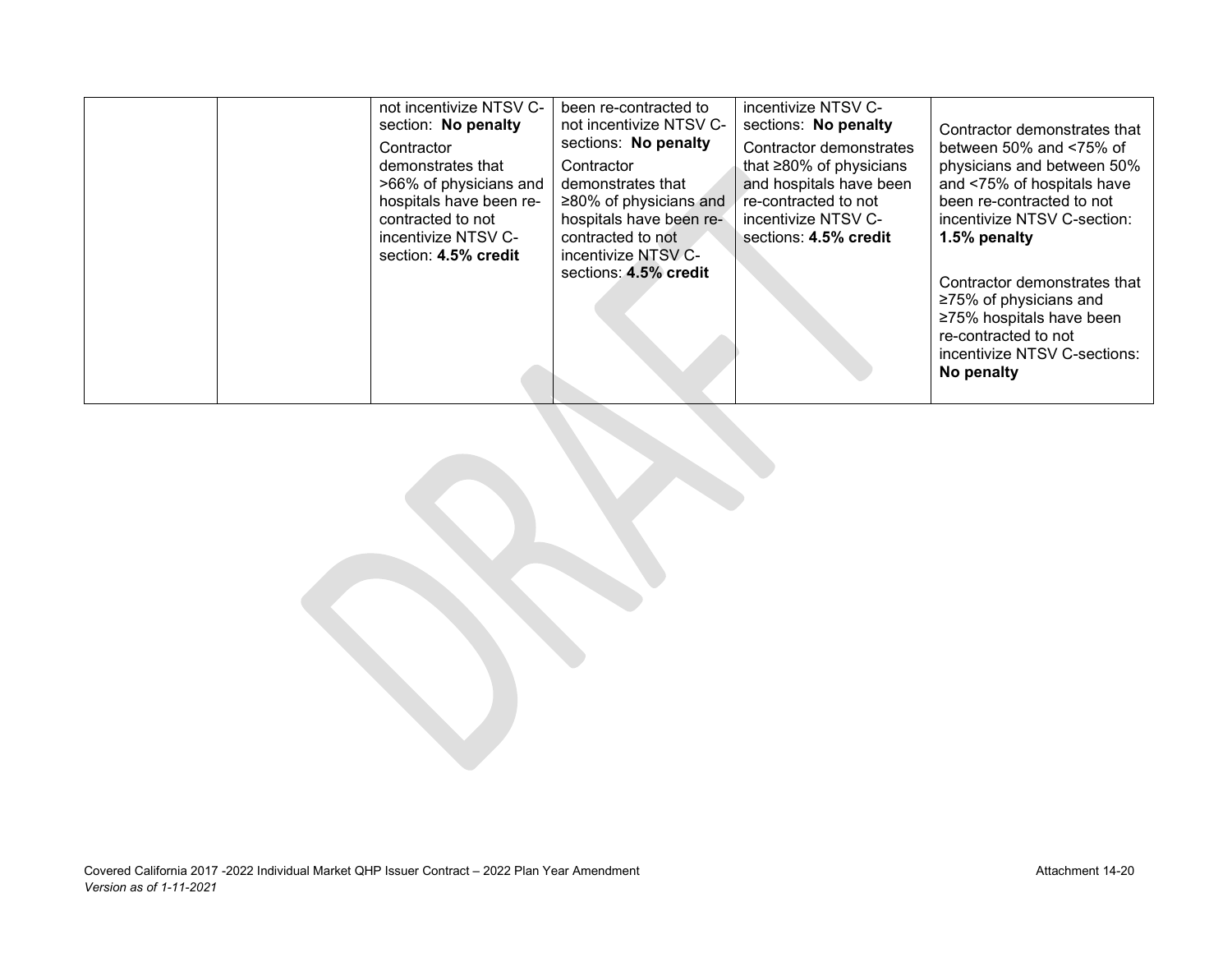|  |  | not incentivize NTSV C-section: **No penalty**<br>Contractor demonstrates that >66% of physicians and hospitals have been re-contracted to not incentivize NTSV C-section: **4.5% credit** | been re-contracted to not incentivize NTSV C-sections: **No penalty**<br>Contractor demonstrates that ≥80% of physicians and hospitals have been re-contracted to not incentivize NTSV C-sections: **4.5% credit** | incentivize NTSV C-sections: **No penalty**<br>Contractor demonstrates that ≥80% of physicians and hospitals have been re-contracted to not incentivize NTSV C-sections: **4.5% credit** | Contractor demonstrates that between 50% and <75% of physicians and between 50% and <75% of hospitals have been re-contracted to not incentivize NTSV C-section: **1.5% penalty**<br><br>Contractor demonstrates that ≥75% of physicians and ≥75% hospitals have been re-contracted to not incentivize NTSV C-sections: **No penalty** |
|---|---|---|---|---|---|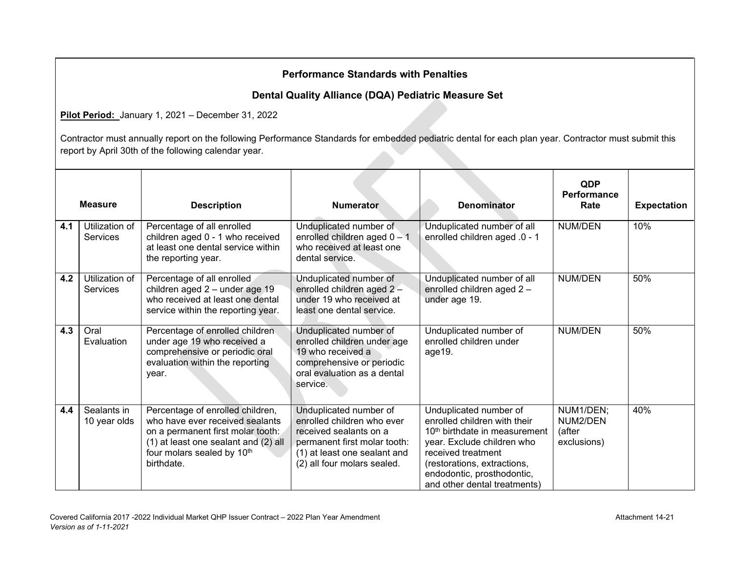## Performance Standards with Penalties

### Dental Quality Alliance (DQA) Pediatric Measure Set

**Pilot Period:** January 1, 2021 – December 31, 2022

Contractor must annually report on the following Performance Standards for embedded pediatric dental for each plan year. Contractor must submit this report by April 30th of the following calendar year.

| Measure | | Description | Numerator | Denominator | QDP Performance Rate | Expectation |
|---|---|---|---|---|---|---|
| 4.1 | Utilization of Services | Percentage of all enrolled children aged 0 - 1 who received at least one dental service within the reporting year. | Unduplicated number of enrolled children aged 0 – 1 who received at least one dental service. | Unduplicated number of all enrolled children aged .0 - 1 | NUM/DEN | 10% |
| 4.2 | Utilization of Services | Percentage of all enrolled children aged 2 – under age 19 who received at least one dental service within the reporting year. | Unduplicated number of enrolled children aged 2 – under 19 who received at least one dental service. | Unduplicated number of all enrolled children aged 2 – under age 19. | NUM/DEN | 50% |
| 4.3 | Oral Evaluation | Percentage of enrolled children under age 19 who received a comprehensive or periodic oral evaluation within the reporting year. | Unduplicated number of enrolled children under age 19 who received a comprehensive or periodic oral evaluation as a dental service. | Unduplicated number of enrolled children under age19. | NUM/DEN | 50% |
| 4.4 | Sealants in 10 year olds | Percentage of enrolled children, who have ever received sealants on a permanent first molar tooth: (1) at least one sealant and (2) all four molars sealed by 10th birthdate. | Unduplicated number of enrolled children who ever received sealants on a permanent first molar tooth: (1) at least one sealant and (2) all four molars sealed. | Unduplicated number of enrolled children with their 10th birthdate in measurement year. Exclude children who received treatment (restorations, extractions, endodontic, prosthodontic, and other dental treatments) | NUM1/DEN; NUM2/DEN (after exclusions) | 40% |

Covered California 2017 -2022 Individual Market QHP Issuer Contract – 2022 Plan Year Amendment

*Version as of 1-11-2021*

Attachment 14-21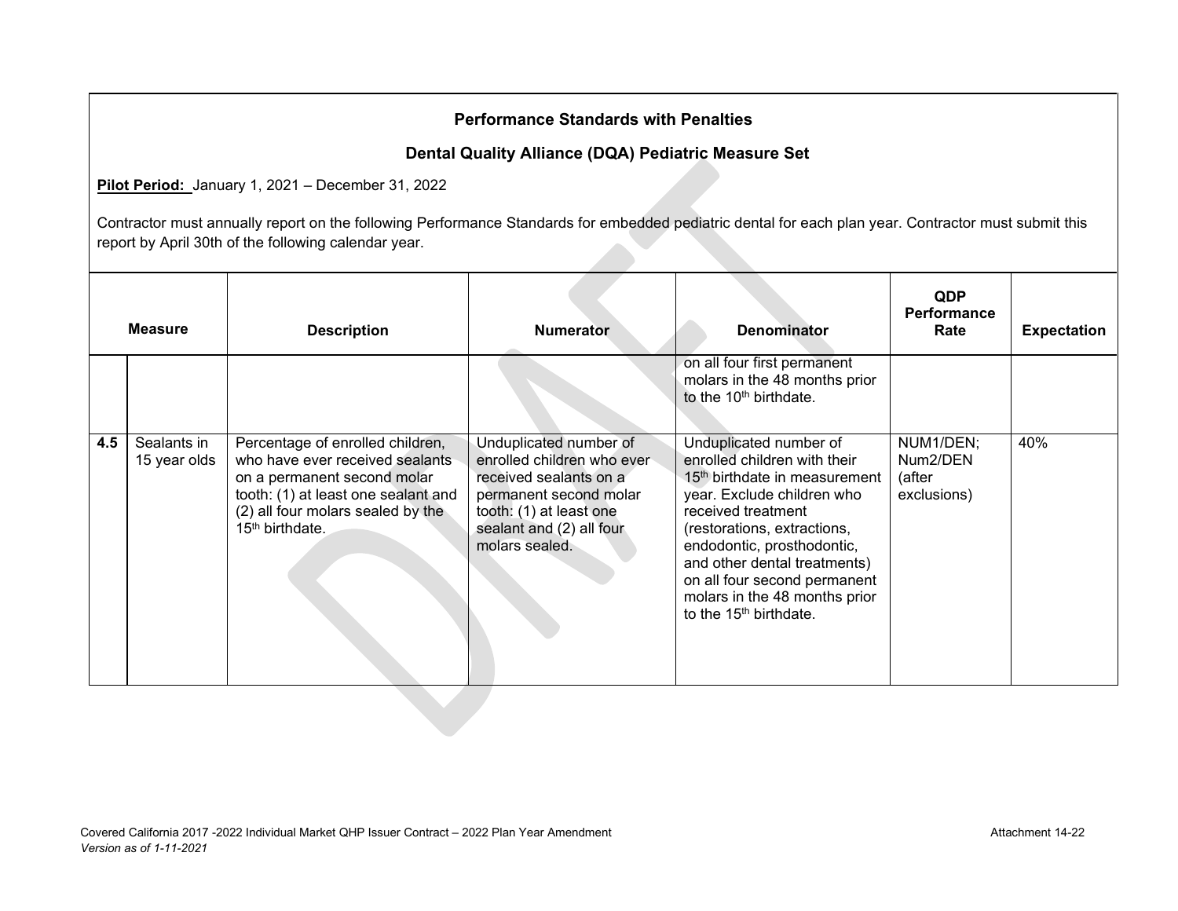**Performance Standards with Penalties**

**Dental Quality Alliance (DQA) Pediatric Measure Set**

**Pilot Period:** January 1, 2021 – December 31, 2022

Contractor must annually report on the following Performance Standards for embedded pediatric dental for each plan year. Contractor must submit this report by April 30th of the following calendar year.

| Measure | | Description | Numerator | Denominator | QDP Performance Rate | Expectation |
|---|---|---|---|---|---|---|
| | | | | on all four first permanent molars in the 48 months prior to the 10th birthdate. | | |
| 4.5 | Sealants in 15 year olds | Percentage of enrolled children, who have ever received sealants on a permanent second molar tooth: (1) at least one sealant and (2) all four molars sealed by the 15th birthdate. | Unduplicated number of enrolled children who ever received sealants on a permanent second molar tooth: (1) at least one sealant and (2) all four molars sealed. | Unduplicated number of enrolled children with their 15th birthdate in measurement year. Exclude children who received treatment (restorations, extractions, endodontic, prosthodontic, and other dental treatments) on all four second permanent molars in the 48 months prior to the 15th birthdate. | NUM1/DEN; Num2/DEN (after exclusions) | 40% |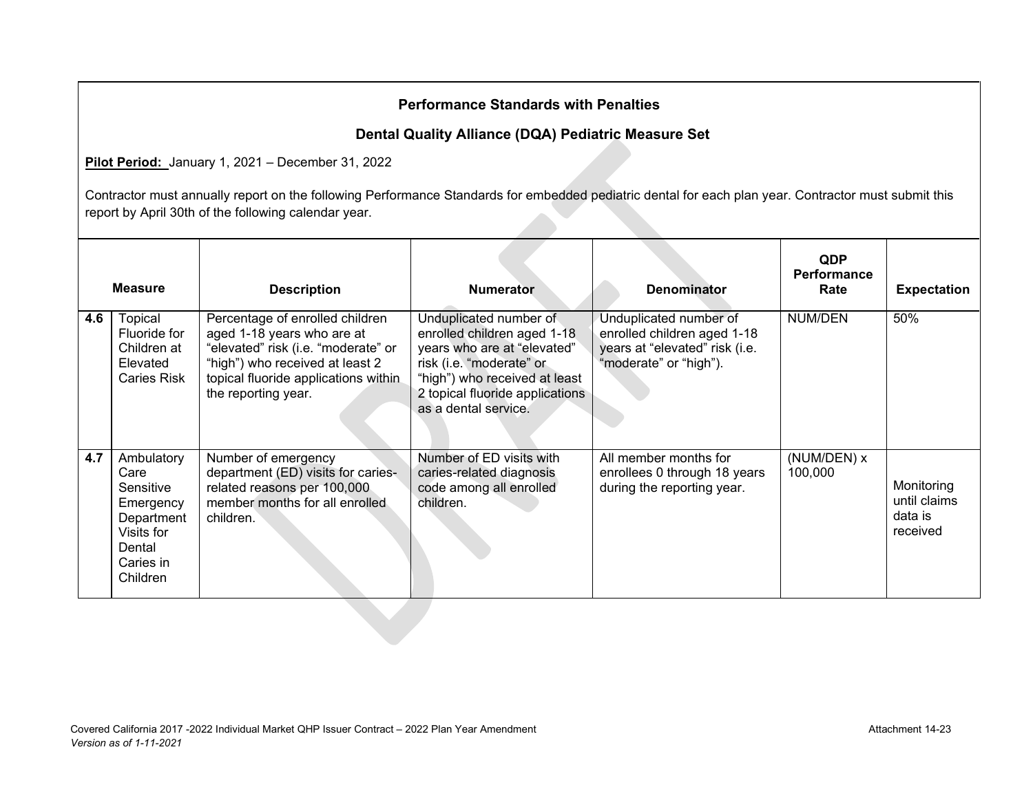**Performance Standards with Penalties**

**Dental Quality Alliance (DQA) Pediatric Measure Set**

**Pilot Period:** January 1, 2021 – December 31, 2022

Contractor must annually report on the following Performance Standards for embedded pediatric dental for each plan year. Contractor must submit this report by April 30th of the following calendar year.

| Measure | | Description | Numerator | Denominator | QDP Performance Rate | Expectation |
|---|---|---|---|---|---|---|
| **4.6** | Topical Fluoride for Children at Elevated Caries Risk | Percentage of enrolled children aged 1-18 years who are at "elevated" risk (i.e. "moderate" or "high") who received at least 2 topical fluoride applications within the reporting year. | Unduplicated number of enrolled children aged 1-18 years who are at "elevated" risk (i.e. "moderate" or "high") who received at least 2 topical fluoride applications as a dental service. | Unduplicated number of enrolled children aged 1-18 years at "elevated" risk (i.e. "moderate" or "high"). | NUM/DEN | 50% |
| **4.7** | Ambulatory Care Sensitive Emergency Department Visits for Dental Caries in Children | Number of emergency department (ED) visits for caries-related reasons per 100,000 member months for all enrolled children. | Number of ED visits with caries-related diagnosis code among all enrolled children. | All member months for enrollees 0 through 18 years during the reporting year. | (NUM/DEN) x 100,000 | Monitoring until claims data is received |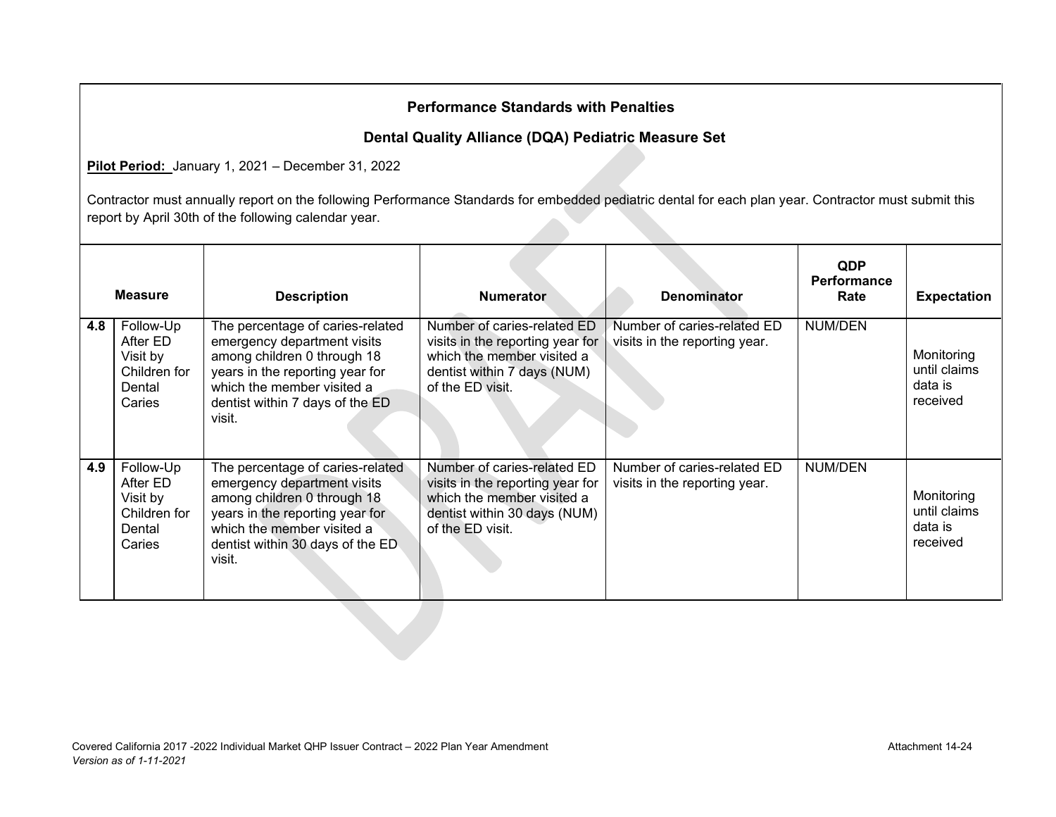**Performance Standards with Penalties**

**Dental Quality Alliance (DQA) Pediatric Measure Set**

**Pilot Period:** January 1, 2021 – December 31, 2022

Contractor must annually report on the following Performance Standards for embedded pediatric dental for each plan year. Contractor must submit this report by April 30th of the following calendar year.

| Measure | | Description | Numerator | Denominator | QDP Performance Rate | Expectation |
|---|---|---|---|---|---|---|
| 4.8 | Follow-Up After ED Visit by Children for Dental Caries | The percentage of caries-related emergency department visits among children 0 through 18 years in the reporting year for which the member visited a dentist within 7 days of the ED visit. | Number of caries-related ED visits in the reporting year for which the member visited a dentist within 7 days (NUM) of the ED visit. | Number of caries-related ED visits in the reporting year. | NUM/DEN | Monitoring until claims data is received |
| 4.9 | Follow-Up After ED Visit by Children for Dental Caries | The percentage of caries-related emergency department visits among children 0 through 18 years in the reporting year for which the member visited a dentist within 30 days of the ED visit. | Number of caries-related ED visits in the reporting year for which the member visited a dentist within 30 days (NUM) of the ED visit. | Number of caries-related ED visits in the reporting year. | NUM/DEN | Monitoring until claims data is received |